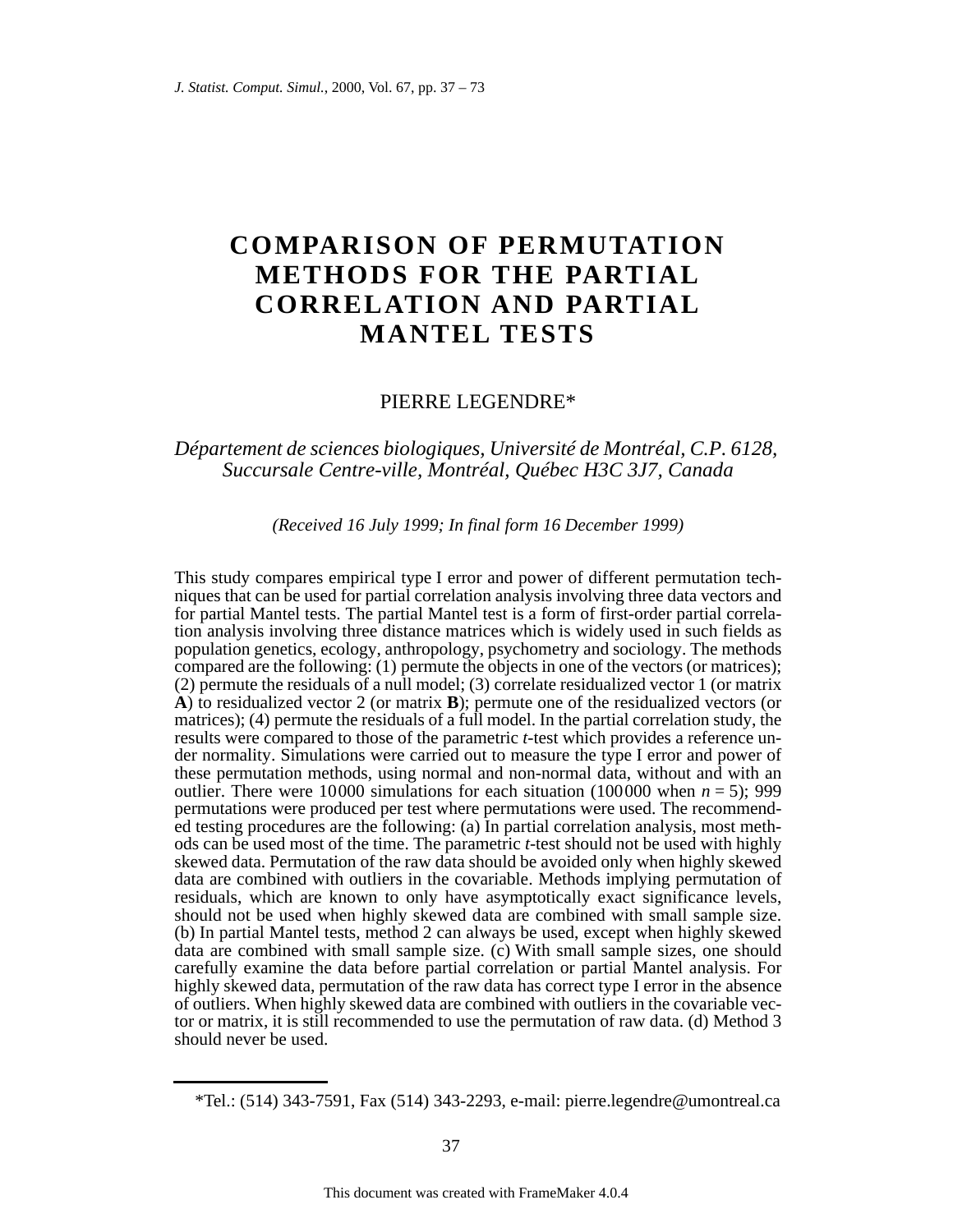# COMPARISON OF PERMUTATION METHODS FOR THE PARTIAL CORRELATION AND PARTIAL MANTEL TESTS

PIERRE LEGENDRE*

*Département de sciences biologiques, Université de Montréal, C.P. 6128, Succursale Centre-ville, Montréal, Québec H3C 3J7, Canada*

*(Received 16 July 1999; In final form 16 December 1999)*

This study compares empirical type I error and power of different permutation techniques that can be used for partial correlation analysis involving three data vectors and for partial Mantel tests. The partial Mantel test is a form of first-order partial correlation analysis involving three distance matrices which is widely used in such fields as population genetics, ecology, anthropology, psychometry and sociology. The methods compared are the following: (1) permute the objects in one of the vectors (or matrices); (2) permute the residuals of a null model; (3) correlate residualized vector 1 (or matrix **A**) to residualized vector 2 (or matrix **B**); permute one of the residualized vectors (or matrices); (4) permute the residuals of a full model. In the partial correlation study, the results were compared to those of the parametric *t*-test which provides a reference under normality. Simulations were carried out to measure the type I error and power of these permutation methods, using normal and non-normal data, without and with an outlier. There were 10000 simulations for each situation (100000 when $n = 5$); 999 permutations were produced per test where permutations were used. The recommended testing procedures are the following: (a) In partial correlation analysis, most methods can be used most of the time. The parametric *t*-test should not be used with highly skewed data. Permutation of the raw data should be avoided only when highly skewed data are combined with outliers in the covariable. Methods implying permutation of residuals, which are known to only have asymptotically exact significance levels, should not be used when highly skewed data are combined with small sample size. (b) In partial Mantel tests, method 2 can always be used, except when highly skewed data are combined with small sample size. (c) With small sample sizes, one should carefully examine the data before partial correlation or partial Mantel analysis. For highly skewed data, permutation of the raw data has correct type I error in the absence of outliers. When highly skewed data are combined with outliers in the covariable vector or matrix, it is still recommended to use the permutation of raw data. (d) Method 3 should never be used.

*Tel.: (514) 343-7591, Fax (514) 343-2293, e-mail: pierre.legendre@umontreal.ca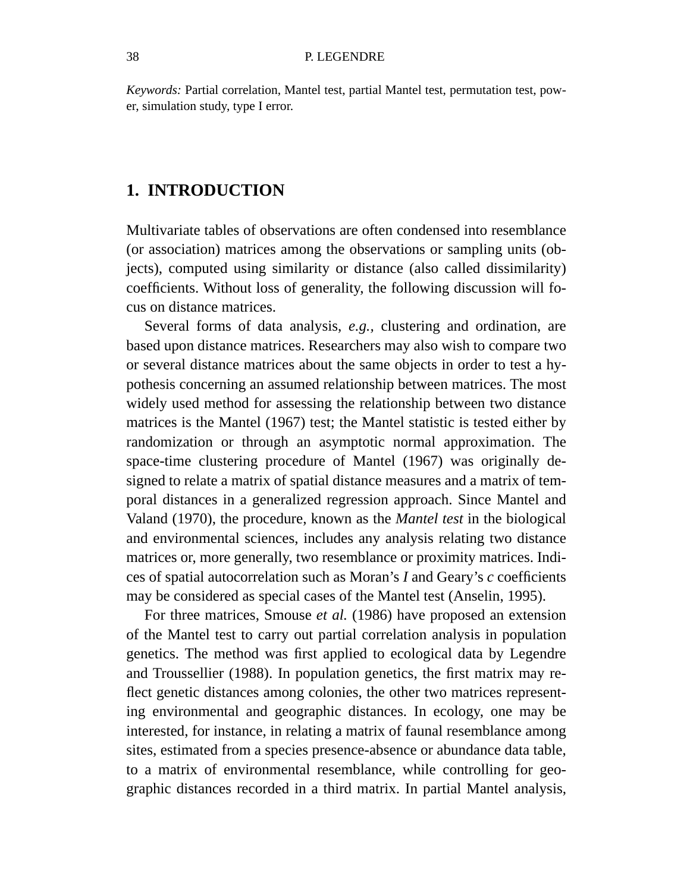*Keywords:* Partial correlation, Mantel test, partial Mantel test, permutation test, power, simulation study, type I error.

## 1. INTRODUCTION

Multivariate tables of observations are often condensed into resemblance (or association) matrices among the observations or sampling units (objects), computed using similarity or distance (also called dissimilarity) coefficients. Without loss of generality, the following discussion will focus on distance matrices.

Several forms of data analysis, *e.g.*, clustering and ordination, are based upon distance matrices. Researchers may also wish to compare two or several distance matrices about the same objects in order to test a hypothesis concerning an assumed relationship between matrices. The most widely used method for assessing the relationship between two distance matrices is the Mantel (1967) test; the Mantel statistic is tested either by randomization or through an asymptotic normal approximation. The space-time clustering procedure of Mantel (1967) was originally designed to relate a matrix of spatial distance measures and a matrix of temporal distances in a generalized regression approach. Since Mantel and Valand (1970), the procedure, known as the *Mantel test* in the biological and environmental sciences, includes any analysis relating two distance matrices or, more generally, two resemblance or proximity matrices. Indices of spatial autocorrelation such as Moran's $I$ and Geary's $c$ coefficients may be considered as special cases of the Mantel test (Anselin, 1995).

For three matrices, Smouse *et al.* (1986) have proposed an extension of the Mantel test to carry out partial correlation analysis in population genetics. The method was first applied to ecological data by Legendre and Troussellier (1988). In population genetics, the first matrix may reflect genetic distances among colonies, the other two matrices representing environmental and geographic distances. In ecology, one may be interested, for instance, in relating a matrix of faunal resemblance among sites, estimated from a species presence-absence or abundance data table, to a matrix of environmental resemblance, while controlling for geographic distances recorded in a third matrix. In partial Mantel analysis,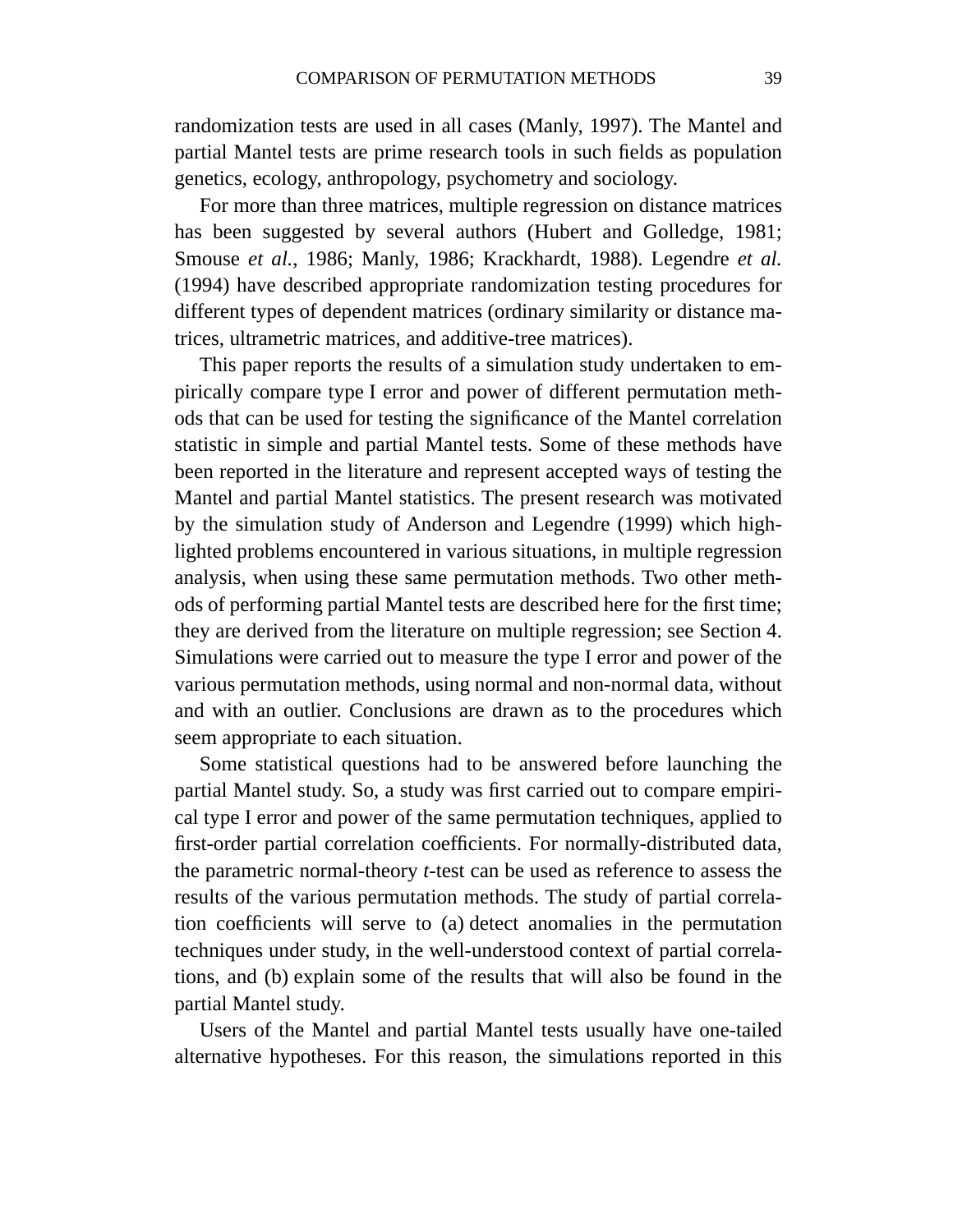randomization tests are used in all cases (Manly, 1997). The Mantel and partial Mantel tests are prime research tools in such fields as population genetics, ecology, anthropology, psychometry and sociology.

For more than three matrices, multiple regression on distance matrices has been suggested by several authors (Hubert and Golledge, 1981; Smouse *et al.*, 1986; Manly, 1986; Krackhardt, 1988). Legendre *et al.* (1994) have described appropriate randomization testing procedures for different types of dependent matrices (ordinary similarity or distance matrices, ultrametric matrices, and additive-tree matrices).

This paper reports the results of a simulation study undertaken to empirically compare type I error and power of different permutation methods that can be used for testing the significance of the Mantel correlation statistic in simple and partial Mantel tests. Some of these methods have been reported in the literature and represent accepted ways of testing the Mantel and partial Mantel statistics. The present research was motivated by the simulation study of Anderson and Legendre (1999) which highlighted problems encountered in various situations, in multiple regression analysis, when using these same permutation methods. Two other methods of performing partial Mantel tests are described here for the first time; they are derived from the literature on multiple regression; see Section 4. Simulations were carried out to measure the type I error and power of the various permutation methods, using normal and non-normal data, without and with an outlier. Conclusions are drawn as to the procedures which seem appropriate to each situation.

Some statistical questions had to be answered before launching the partial Mantel study. So, a study was first carried out to compare empirical type I error and power of the same permutation techniques, applied to first-order partial correlation coefficients. For normally-distributed data, the parametric normal-theory *t*-test can be used as reference to assess the results of the various permutation methods. The study of partial correlation coefficients will serve to (a) detect anomalies in the permutation techniques under study, in the well-understood context of partial correlations, and (b) explain some of the results that will also be found in the partial Mantel study.

Users of the Mantel and partial Mantel tests usually have one-tailed alternative hypotheses. For this reason, the simulations reported in this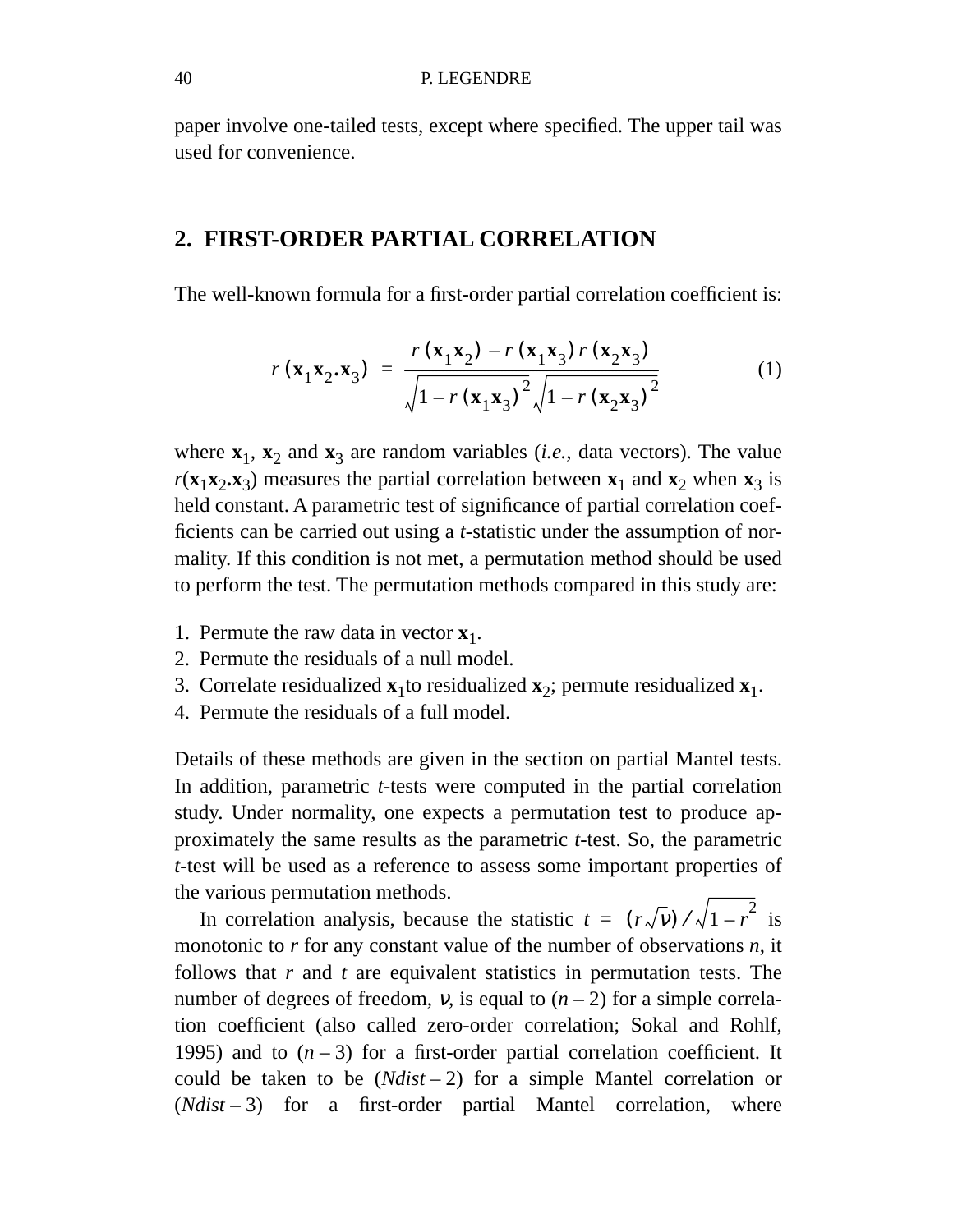paper involve one-tailed tests, except where specified. The upper tail was used for convenience.

## 2. FIRST-ORDER PARTIAL CORRELATION

The well-known formula for a first-order partial correlation coefficient is:

$$r(\mathbf{x}_1\mathbf{x}_2.\mathbf{x}_3) = \frac{r(\mathbf{x}_1\mathbf{x}_2) - r(\mathbf{x}_1\mathbf{x}_3)\,r(\mathbf{x}_2\mathbf{x}_3)}{\sqrt{1 - r(\mathbf{x}_1\mathbf{x}_3)^2}\sqrt{1 - r(\mathbf{x}_2\mathbf{x}_3)^2}} \qquad (1)$$

where $\mathbf{x}_1$, $\mathbf{x}_2$ and $\mathbf{x}_3$ are random variables (*i.e.*, data vectors). The value $r(\mathbf{x}_1\mathbf{x}_2.\mathbf{x}_3)$ measures the partial correlation between $\mathbf{x}_1$ and $\mathbf{x}_2$ when $\mathbf{x}_3$ is held constant. A parametric test of significance of partial correlation coefficients can be carried out using a *t*-statistic under the assumption of normality. If this condition is not met, a permutation method should be used to perform the test. The permutation methods compared in this study are:

1. Permute the raw data in vector $\mathbf{x}_1$.
2. Permute the residuals of a null model.
3. Correlate residualized $\mathbf{x}_1$to residualized $\mathbf{x}_2$; permute residualized $\mathbf{x}_1$.
4. Permute the residuals of a full model.

Details of these methods are given in the section on partial Mantel tests. In addition, parametric *t*-tests were computed in the partial correlation study. Under normality, one expects a permutation test to produce approximately the same results as the parametric *t*-test. So, the parametric *t*-test will be used as a reference to assess some important properties of the various permutation methods.

In correlation analysis, because the statistic $t = (r\sqrt{\nu})/\sqrt{1-r^2}$ is monotonic to $r$ for any constant value of the number of observations $n$, it follows that $r$ and $t$ are equivalent statistics in permutation tests. The number of degrees of freedom, $\nu$, is equal to $(n - 2)$ for a simple correlation coefficient (also called zero-order correlation; Sokal and Rohlf, 1995) and to $(n - 3)$ for a first-order partial correlation coefficient. It could be taken to be $(Ndist - 2)$ for a simple Mantel correlation or $(Ndist - 3)$ for a first-order partial Mantel correlation, where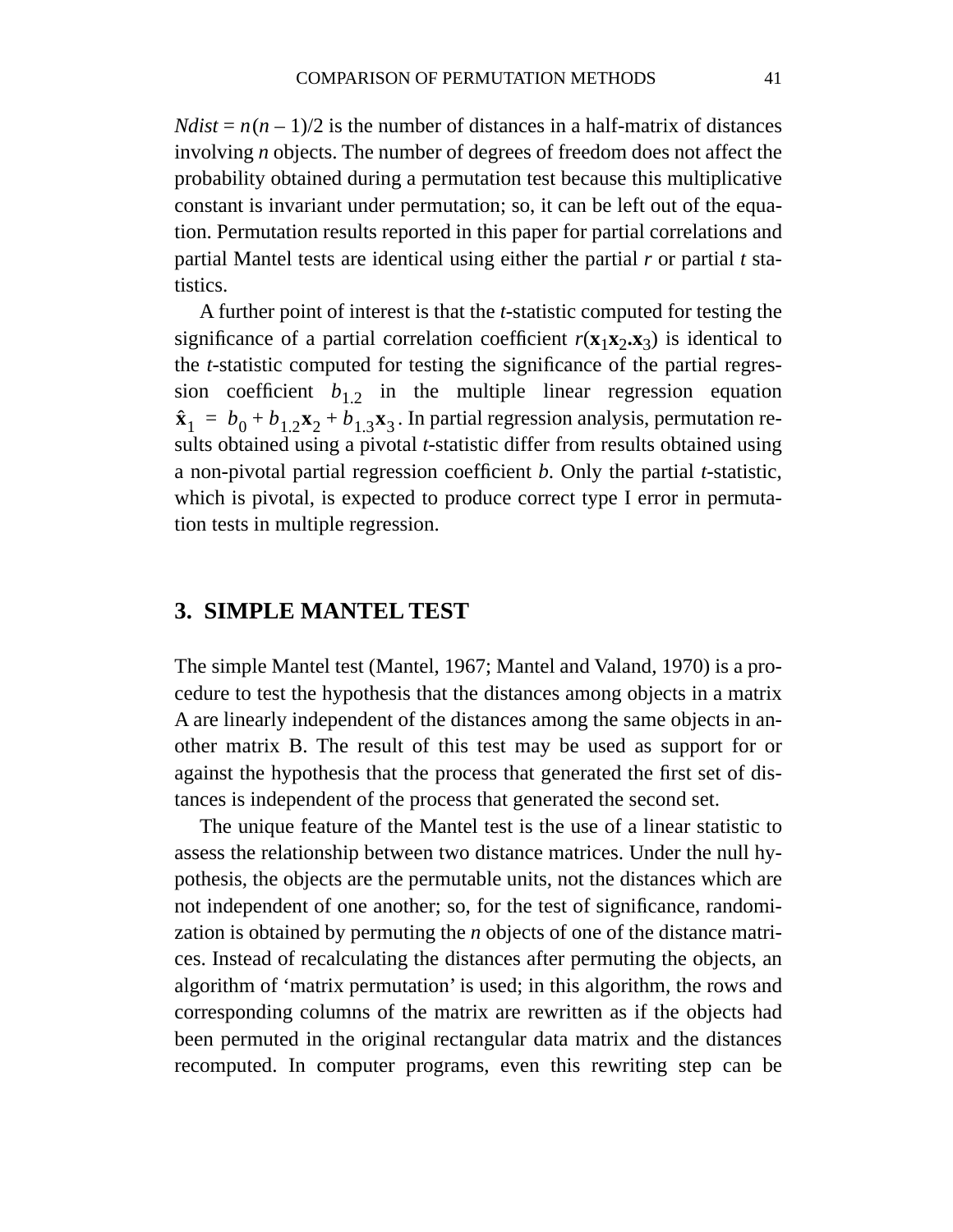$Ndist = n(n - 1)/2$ is the number of distances in a half-matrix of distances involving $n$ objects. The number of degrees of freedom does not affect the probability obtained during a permutation test because this multiplicative constant is invariant under permutation; so, it can be left out of the equation. Permutation results reported in this paper for partial correlations and partial Mantel tests are identical using either the partial $r$ or partial $t$ statistics.

A further point of interest is that the $t$-statistic computed for testing the significance of a partial correlation coefficient $r(\mathbf{x}_1\mathbf{x}_2.\mathbf{x}_3)$ is identical to the $t$-statistic computed for testing the significance of the partial regression coefficient $b_{1.2}$ in the multiple linear regression equation $\hat{\mathbf{x}}_1 = b_0 + b_{1.2}\mathbf{x}_2 + b_{1.3}\mathbf{x}_3$. In partial regression analysis, permutation results obtained using a pivotal $t$-statistic differ from results obtained using a non-pivotal partial regression coefficient $b$. Only the partial $t$-statistic, which is pivotal, is expected to produce correct type I error in permutation tests in multiple regression.

## 3. SIMPLE MANTEL TEST

The simple Mantel test (Mantel, 1967; Mantel and Valand, 1970) is a procedure to test the hypothesis that the distances among objects in a matrix A are linearly independent of the distances among the same objects in another matrix B. The result of this test may be used as support for or against the hypothesis that the process that generated the first set of distances is independent of the process that generated the second set.

The unique feature of the Mantel test is the use of a linear statistic to assess the relationship between two distance matrices. Under the null hypothesis, the objects are the permutable units, not the distances which are not independent of one another; so, for the test of significance, randomization is obtained by permuting the $n$ objects of one of the distance matrices. Instead of recalculating the distances after permuting the objects, an algorithm of 'matrix permutation' is used; in this algorithm, the rows and corresponding columns of the matrix are rewritten as if the objects had been permuted in the original rectangular data matrix and the distances recomputed. In computer programs, even this rewriting step can be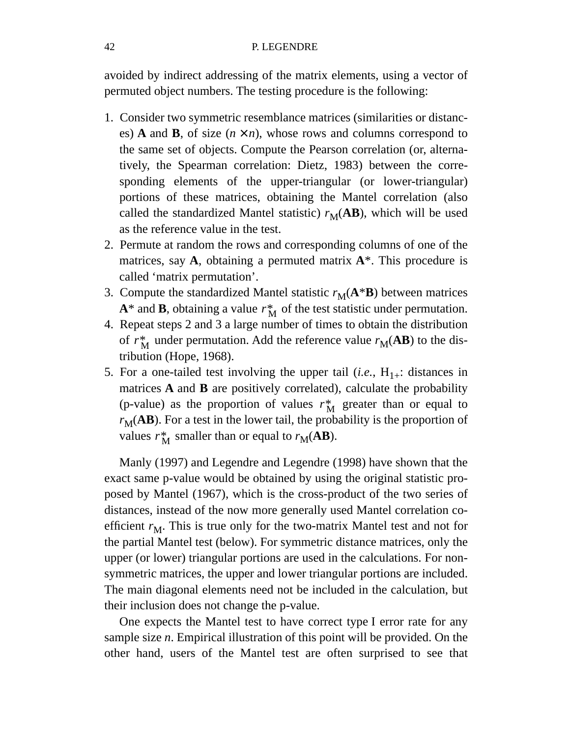avoided by indirect addressing of the matrix elements, using a vector of permuted object numbers. The testing procedure is the following:

1. Consider two symmetric resemblance matrices (similarities or distances) **A** and **B**, of size ($n \times n$), whose rows and columns correspond to the same set of objects. Compute the Pearson correlation (or, alternatively, the Spearman correlation: Dietz, 1983) between the corresponding elements of the upper-triangular (or lower-triangular) portions of these matrices, obtaining the Mantel correlation (also called the standardized Mantel statistic) $r_M(\mathbf{AB})$, which will be used as the reference value in the test.
2. Permute at random the rows and corresponding columns of one of the matrices, say **A**, obtaining a permuted matrix **A***. This procedure is called 'matrix permutation'.
3. Compute the standardized Mantel statistic $r_M(\mathbf{A^*B})$ between matrices **A*** and **B**, obtaining a value $r^*_M$ of the test statistic under permutation.
4. Repeat steps 2 and 3 a large number of times to obtain the distribution of $r^*_M$ under permutation. Add the reference value $r_M(\mathbf{AB})$ to the distribution (Hope, 1968).
5. For a one-tailed test involving the upper tail (*i.e.*, $H_{1+}$: distances in matrices **A** and **B** are positively correlated), calculate the probability (p-value) as the proportion of values $r^*_M$ greater than or equal to $r_M(\mathbf{AB})$. For a test in the lower tail, the probability is the proportion of values $r^*_M$ smaller than or equal to $r_M(\mathbf{AB})$.

Manly (1997) and Legendre and Legendre (1998) have shown that the exact same p-value would be obtained by using the original statistic proposed by Mantel (1967), which is the cross-product of the two series of distances, instead of the now more generally used Mantel correlation coefficient $r_M$. This is true only for the two-matrix Mantel test and not for the partial Mantel test (below). For symmetric distance matrices, only the upper (or lower) triangular portions are used in the calculations. For non-symmetric matrices, the upper and lower triangular portions are included. The main diagonal elements need not be included in the calculation, but their inclusion does not change the p-value.

One expects the Mantel test to have correct type I error rate for any sample size $n$. Empirical illustration of this point will be provided. On the other hand, users of the Mantel test are often surprised to see that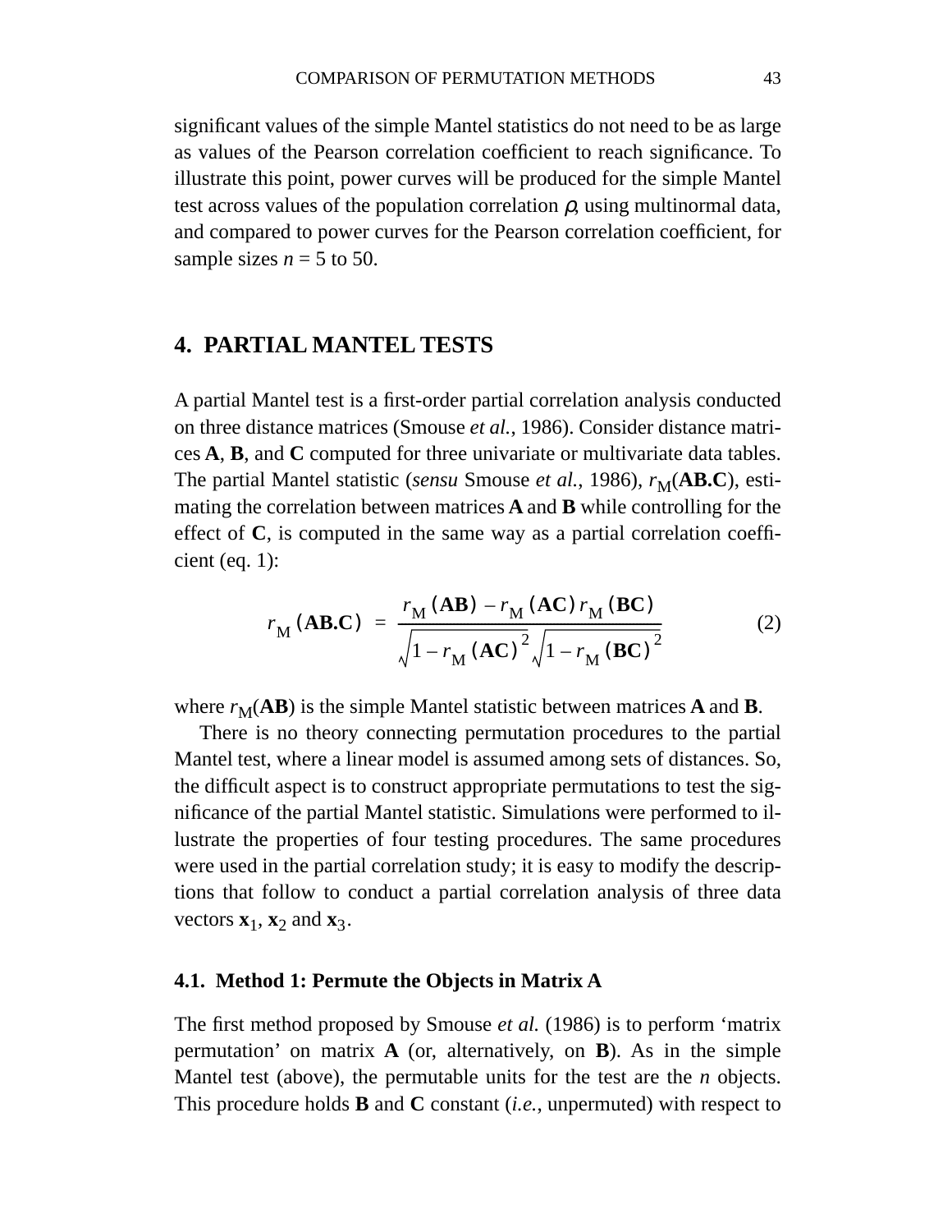significant values of the simple Mantel statistics do not need to be as large as values of the Pearson correlation coefficient to reach significance. To illustrate this point, power curves will be produced for the simple Mantel test across values of the population correlation $\rho$, using multinormal data, and compared to power curves for the Pearson correlation coefficient, for sample sizes $n = 5$ to 50.

## 4. PARTIAL MANTEL TESTS

A partial Mantel test is a first-order partial correlation analysis conducted on three distance matrices (Smouse *et al.*, 1986). Consider distance matrices **A**, **B**, and **C** computed for three univariate or multivariate data tables. The partial Mantel statistic (*sensu* Smouse *et al.*, 1986), $r_M(\mathbf{AB.C})$, estimating the correlation between matrices **A** and **B** while controlling for the effect of **C**, is computed in the same way as a partial correlation coefficient (eq. 1):

$$r_M(\mathbf{AB.C}) = \frac{r_M(\mathbf{AB}) - r_M(\mathbf{AC})\, r_M(\mathbf{BC})}{\sqrt{1 - r_M(\mathbf{AC})^2}\sqrt{1 - r_M(\mathbf{BC})^2}} \tag{2}$$

where $r_M(\mathbf{AB})$ is the simple Mantel statistic between matrices **A** and **B**.

There is no theory connecting permutation procedures to the partial Mantel test, where a linear model is assumed among sets of distances. So, the difficult aspect is to construct appropriate permutations to test the significance of the partial Mantel statistic. Simulations were performed to illustrate the properties of four testing procedures. The same procedures were used in the partial correlation study; it is easy to modify the descriptions that follow to conduct a partial correlation analysis of three data vectors $\mathbf{x}_1$, $\mathbf{x}_2$ and $\mathbf{x}_3$.

### 4.1. Method 1: Permute the Objects in Matrix A

The first method proposed by Smouse *et al.* (1986) is to perform 'matrix permutation' on matrix **A** (or, alternatively, on **B**). As in the simple Mantel test (above), the permutable units for the test are the *n* objects. This procedure holds **B** and **C** constant (*i.e.*, unpermuted) with respect to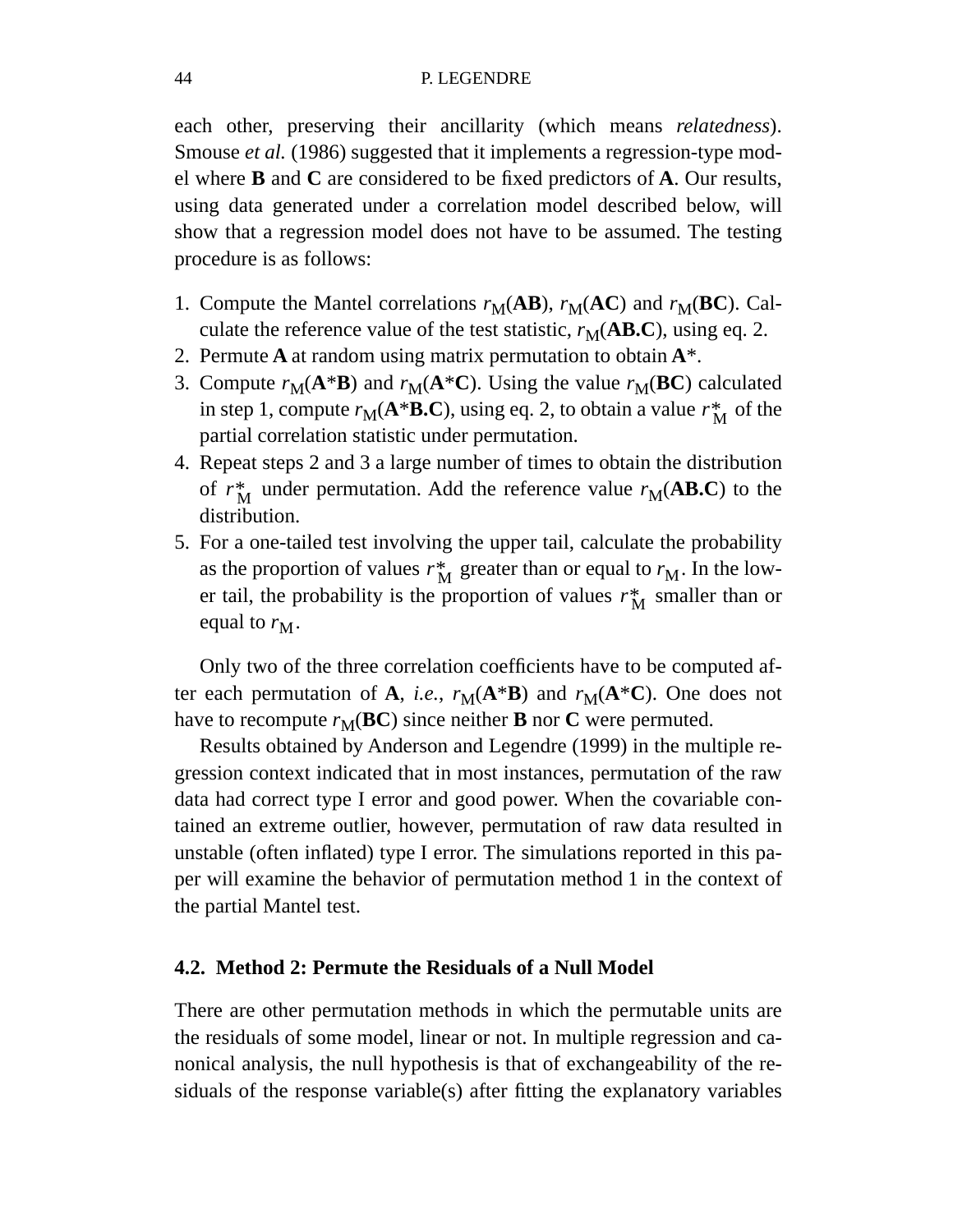each other, preserving their ancillarity (which means *relatedness*). Smouse *et al.* (1986) suggested that it implements a regression-type model where **B** and **C** are considered to be fixed predictors of **A**. Our results, using data generated under a correlation model described below, will show that a regression model does not have to be assumed. The testing procedure is as follows:

1. Compute the Mantel correlations $r_M(\mathbf{AB})$, $r_M(\mathbf{AC})$ and $r_M(\mathbf{BC})$. Calculate the reference value of the test statistic, $r_M(\mathbf{AB.C})$, using eq. 2.
2. Permute **A** at random using matrix permutation to obtain **A**\*.
3. Compute $r_M(\mathbf{A^*B})$ and $r_M(\mathbf{A^*C})$. Using the value $r_M(\mathbf{BC})$ calculated in step 1, compute $r_M(\mathbf{A^*B.C})$, using eq. 2, to obtain a value $r^*_M$ of the partial correlation statistic under permutation.
4. Repeat steps 2 and 3 a large number of times to obtain the distribution of $r^*_M$ under permutation. Add the reference value $r_M(\mathbf{AB.C})$ to the distribution.
5. For a one-tailed test involving the upper tail, calculate the probability as the proportion of values $r^*_M$ greater than or equal to $r_M$. In the lower tail, the probability is the proportion of values $r^*_M$ smaller than or equal to $r_M$.

Only two of the three correlation coefficients have to be computed after each permutation of **A**, *i.e.*, $r_M(\mathbf{A^*B})$ and $r_M(\mathbf{A^*C})$. One does not have to recompute $r_M(\mathbf{BC})$ since neither **B** nor **C** were permuted.

Results obtained by Anderson and Legendre (1999) in the multiple regression context indicated that in most instances, permutation of the raw data had correct type I error and good power. When the covariable contained an extreme outlier, however, permutation of raw data resulted in unstable (often inflated) type I error. The simulations reported in this paper will examine the behavior of permutation method 1 in the context of the partial Mantel test.

### 4.2. Method 2: Permute the Residuals of a Null Model

There are other permutation methods in which the permutable units are the residuals of some model, linear or not. In multiple regression and canonical analysis, the null hypothesis is that of exchangeability of the residuals of the response variable(s) after fitting the explanatory variables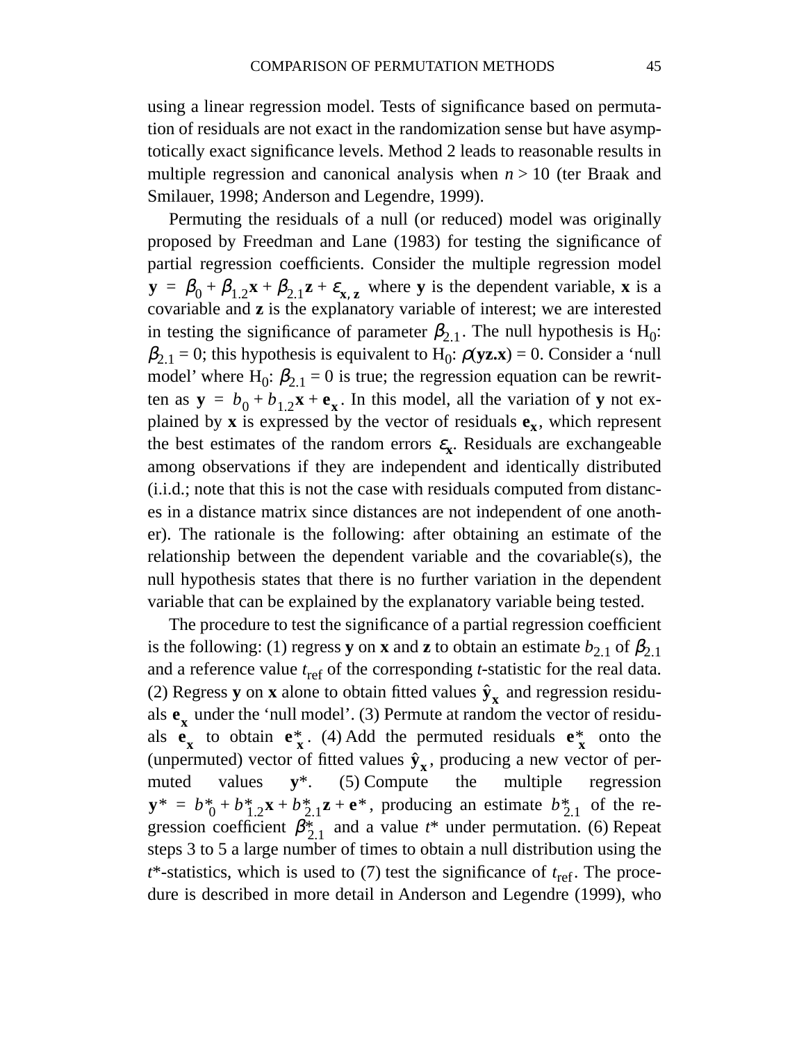using a linear regression model. Tests of significance based on permutation of residuals are not exact in the randomization sense but have asymptotically exact significance levels. Method 2 leads to reasonable results in multiple regression and canonical analysis when $n > 10$ (ter Braak and Smilauer, 1998; Anderson and Legendre, 1999).

Permuting the residuals of a null (or reduced) model was originally proposed by Freedman and Lane (1983) for testing the significance of partial regression coefficients. Consider the multiple regression model $\mathbf{y} = \beta_0 + \beta_{1.2}\mathbf{x} + \beta_{2.1}\mathbf{z} + \varepsilon_{\mathbf{x},\mathbf{z}}$ where **y** is the dependent variable, **x** is a covariable and **z** is the explanatory variable of interest; we are interested in testing the significance of parameter $\beta_{2.1}$. The null hypothesis is $H_0$: $\beta_{2.1} = 0$; this hypothesis is equivalent to $H_0$: $\rho(\mathbf{yz.x}) = 0$. Consider a 'null model' where $H_0$: $\beta_{2.1} = 0$ is true; the regression equation can be rewritten as $\mathbf{y} = b_0 + b_{1.2}\mathbf{x} + \mathbf{e_x}$. In this model, all the variation of **y** not explained by **x** is expressed by the vector of residuals $\mathbf{e_x}$, which represent the best estimates of the random errors $\varepsilon_{\mathbf{x}}$. Residuals are exchangeable among observations if they are independent and identically distributed (i.i.d.; note that this is not the case with residuals computed from distances in a distance matrix since distances are not independent of one another). The rationale is the following: after obtaining an estimate of the relationship between the dependent variable and the covariable(s), the null hypothesis states that there is no further variation in the dependent variable that can be explained by the explanatory variable being tested.

The procedure to test the significance of a partial regression coefficient is the following: (1) regress **y** on **x** and **z** to obtain an estimate $b_{2.1}$ of $\beta_{2.1}$ and a reference value $t_{\text{ref}}$ of the corresponding *t*-statistic for the real data. (2) Regress **y** on **x** alone to obtain fitted values $\hat{\mathbf{y}}_{\mathbf{x}}$ and regression residuals $\mathbf{e_x}$ under the 'null model'. (3) Permute at random the vector of residuals $\mathbf{e_x}$ to obtain $\mathbf{e}^*_{\mathbf{x}}$. (4) Add the permuted residuals $\mathbf{e}^*_{\mathbf{x}}$ onto the (unpermuted) vector of fitted values $\hat{\mathbf{y}}_{\mathbf{x}}$, producing a new vector of permuted values $\mathbf{y}^*$. (5) Compute the multiple regression $\mathbf{y}^* = b^*_0 + b^*_{1.2}\mathbf{x} + b^*_{2.1}\mathbf{z} + \mathbf{e}^*$, producing an estimate $b^*_{2.1}$ of the regression coefficient $\beta^*_{2.1}$ and a value $t^*$ under permutation. (6) Repeat steps 3 to 5 a large number of times to obtain a null distribution using the $t^*$-statistics, which is used to (7) test the significance of $t_{\text{ref}}$. The procedure is described in more detail in Anderson and Legendre (1999), who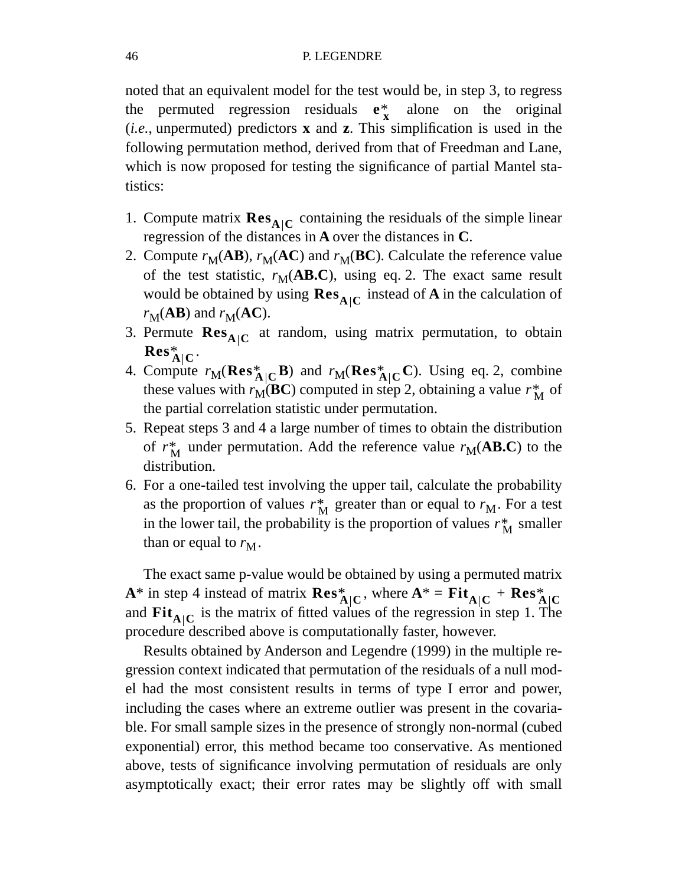noted that an equivalent model for the test would be, in step 3, to regress the permuted regression residuals $\mathbf{e}^*_{\mathbf{x}}$ alone on the original (*i.e.*, unpermuted) predictors **x** and **z**. This simplification is used in the following permutation method, derived from that of Freedman and Lane, which is now proposed for testing the significance of partial Mantel statistics:

1. Compute matrix $\mathbf{Res}_{\mathbf{A|C}}$ containing the residuals of the simple linear regression of the distances in **A** over the distances in **C**.
2. Compute $r_{\mathrm{M}}(\mathbf{AB})$, $r_{\mathrm{M}}(\mathbf{AC})$ and $r_{\mathrm{M}}(\mathbf{BC})$. Calculate the reference value of the test statistic, $r_{\mathrm{M}}(\mathbf{AB.C})$, using eq. 2. The exact same result would be obtained by using $\mathbf{Res}_{\mathbf{A|C}}$ instead of **A** in the calculation of $r_{\mathrm{M}}(\mathbf{AB})$ and $r_{\mathrm{M}}(\mathbf{AC})$.
3. Permute $\mathbf{Res}_{\mathbf{A|C}}$ at random, using matrix permutation, to obtain $\mathbf{Res}^*_{\mathbf{A|C}}$.
4. Compute $r_{\mathrm{M}}(\mathbf{Res}^*_{\mathbf{A|C}}\mathbf{B})$ and $r_{\mathrm{M}}(\mathbf{Res}^*_{\mathbf{A|C}}\mathbf{C})$. Using eq. 2, combine these values with $r_{\mathrm{M}}(\mathbf{BC})$ computed in step 2, obtaining a value $r^*_{\mathrm{M}}$ of the partial correlation statistic under permutation.
5. Repeat steps 3 and 4 a large number of times to obtain the distribution of $r^*_{\mathrm{M}}$ under permutation. Add the reference value $r_{\mathrm{M}}(\mathbf{AB.C})$ to the distribution.
6. For a one-tailed test involving the upper tail, calculate the probability as the proportion of values $r^*_{\mathrm{M}}$ greater than or equal to $r_{\mathrm{M}}$. For a test in the lower tail, the probability is the proportion of values $r^*_{\mathrm{M}}$ smaller than or equal to $r_{\mathrm{M}}$.

The exact same p-value would be obtained by using a permuted matrix $\mathbf{A}^*$ in step 4 instead of matrix $\mathbf{Res}^*_{\mathbf{A|C}}$, where $\mathbf{A}^* = \mathbf{Fit}_{\mathbf{A|C}} + \mathbf{Res}^*_{\mathbf{A|C}}$ and $\mathbf{Fit}_{\mathbf{A|C}}$ is the matrix of fitted values of the regression in step 1. The procedure described above is computationally faster, however.

Results obtained by Anderson and Legendre (1999) in the multiple regression context indicated that permutation of the residuals of a null model had the most consistent results in terms of type I error and power, including the cases where an extreme outlier was present in the covariable. For small sample sizes in the presence of strongly non-normal (cubed exponential) error, this method became too conservative. As mentioned above, tests of significance involving permutation of residuals are only asymptotically exact; their error rates may be slightly off with small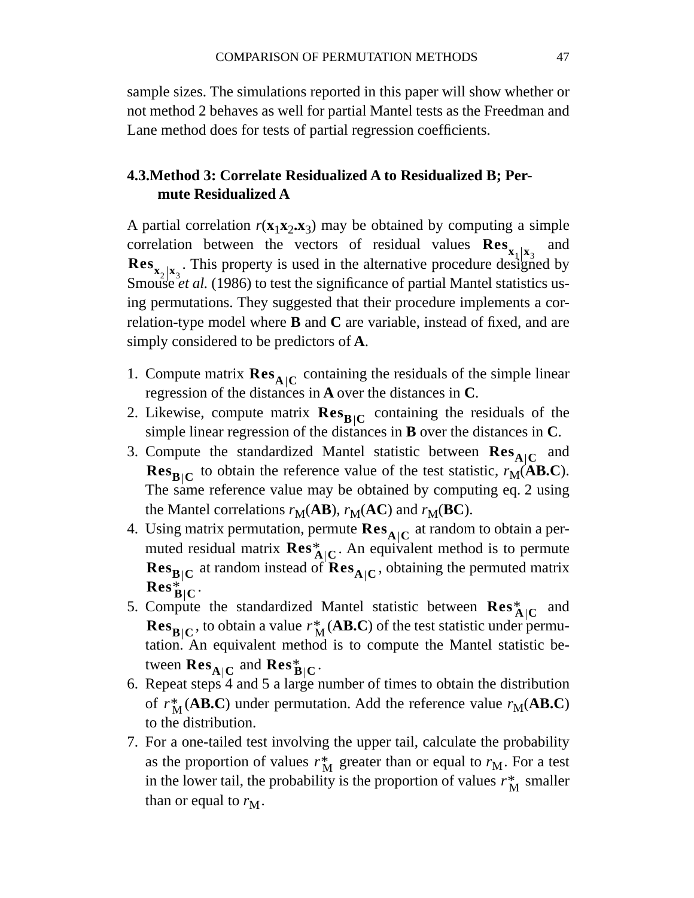sample sizes. The simulations reported in this paper will show whether or not method 2 behaves as well for partial Mantel tests as the Freedman and Lane method does for tests of partial regression coefficients.

### 4.3. Method 3: Correlate Residualized A to Residualized B; Permute Residualized A

A partial correlation $r(\mathbf{x}_1\mathbf{x}_2.\mathbf{x}_3)$ may be obtained by computing a simple correlation between the vectors of residual values $\mathbf{Res}_{\mathbf{x}_1|\mathbf{x}_3}$ and $\mathbf{Res}_{\mathbf{x}_2|\mathbf{x}_3}$. This property is used in the alternative procedure designed by Smouse *et al.* (1986) to test the significance of partial Mantel statistics using permutations. They suggested that their procedure implements a correlation-type model where **B** and **C** are variable, instead of fixed, and are simply considered to be predictors of **A**.

1. Compute matrix $\mathbf{Res}_{\mathbf{A}|\mathbf{C}}$ containing the residuals of the simple linear regression of the distances in **A** over the distances in **C**.
2. Likewise, compute matrix $\mathbf{Res}_{\mathbf{B}|\mathbf{C}}$ containing the residuals of the simple linear regression of the distances in **B** over the distances in **C**.
3. Compute the standardized Mantel statistic between $\mathbf{Res}_{\mathbf{A}|\mathbf{C}}$ and $\mathbf{Res}_{\mathbf{B}|\mathbf{C}}$ to obtain the reference value of the test statistic, $r_{\mathrm{M}}(\mathbf{AB.C})$. The same reference value may be obtained by computing eq. 2 using the Mantel correlations $r_{\mathrm{M}}(\mathbf{AB})$, $r_{\mathrm{M}}(\mathbf{AC})$ and $r_{\mathrm{M}}(\mathbf{BC})$.
4. Using matrix permutation, permute $\mathbf{Res}_{\mathbf{A}|\mathbf{C}}$ at random to obtain a permuted residual matrix $\mathbf{Res}^*_{\mathbf{A}|\mathbf{C}}$. An equivalent method is to permute $\mathbf{Res}_{\mathbf{B}|\mathbf{C}}$ at random instead of $\mathbf{Res}_{\mathbf{A}|\mathbf{C}}$, obtaining the permuted matrix $\mathbf{Res}^*_{\mathbf{B}|\mathbf{C}}$.
5. Compute the standardized Mantel statistic between $\mathbf{Res}^*_{\mathbf{A}|\mathbf{C}}$ and $\mathbf{Res}_{\mathbf{B}|\mathbf{C}}$, to obtain a value $r^*_{\mathrm{M}}(\mathbf{AB.C})$ of the test statistic under permutation. An equivalent method is to compute the Mantel statistic between $\mathbf{Res}_{\mathbf{A}|\mathbf{C}}$ and $\mathbf{Res}^*_{\mathbf{B}|\mathbf{C}}$.
6. Repeat steps 4 and 5 a large number of times to obtain the distribution of $r^*_{\mathrm{M}}(\mathbf{AB.C})$ under permutation. Add the reference value $r_{\mathrm{M}}(\mathbf{AB.C})$ to the distribution.
7. For a one-tailed test involving the upper tail, calculate the probability as the proportion of values $r^*_{\mathrm{M}}$ greater than or equal to $r_{\mathrm{M}}$. For a test in the lower tail, the probability is the proportion of values $r^*_{\mathrm{M}}$ smaller than or equal to $r_{\mathrm{M}}$.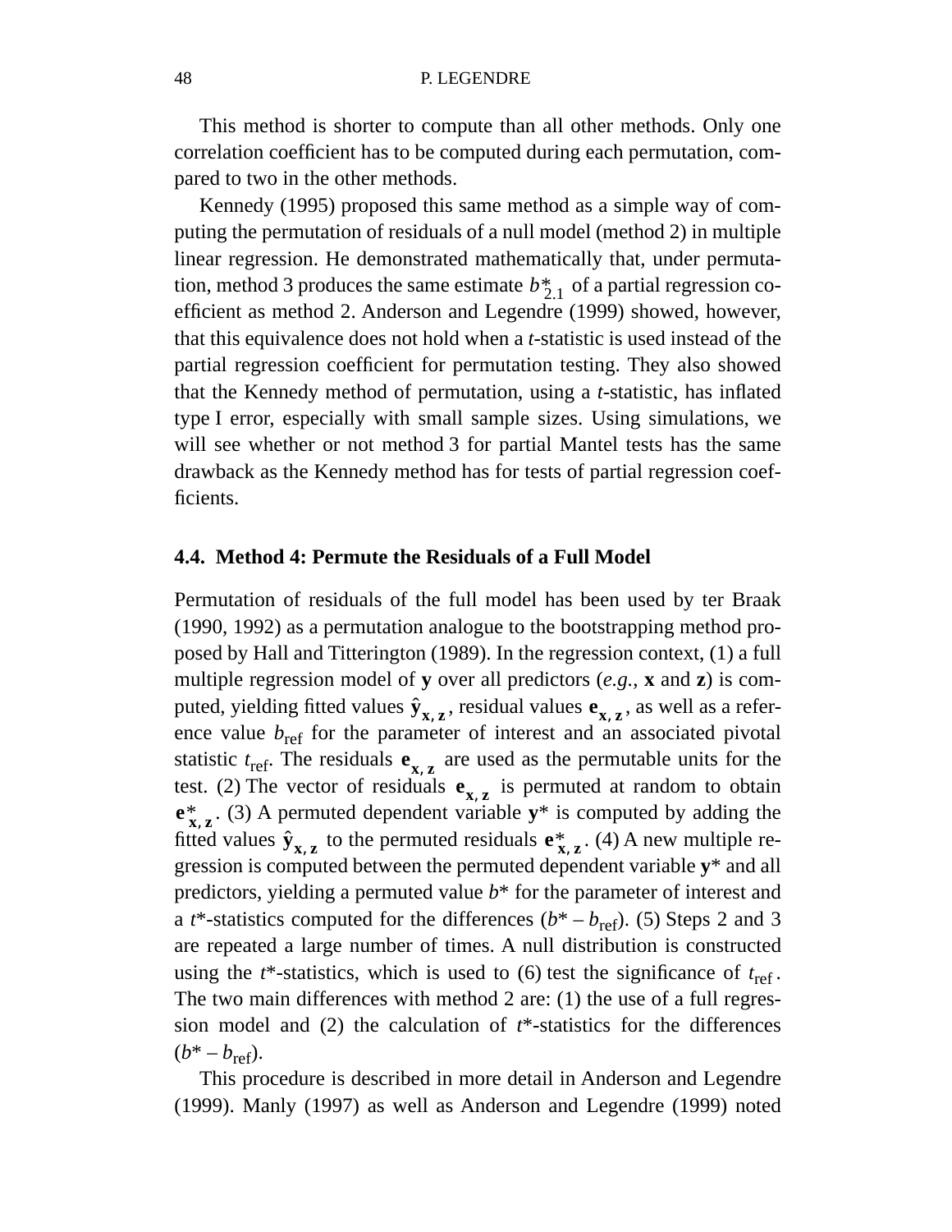This method is shorter to compute than all other methods. Only one correlation coefficient has to be computed during each permutation, compared to two in the other methods.

Kennedy (1995) proposed this same method as a simple way of computing the permutation of residuals of a null model (method 2) in multiple linear regression. He demonstrated mathematically that, under permutation, method 3 produces the same estimate $b^*_{2.1}$ of a partial regression coefficient as method 2. Anderson and Legendre (1999) showed, however, that this equivalence does not hold when a *t*-statistic is used instead of the partial regression coefficient for permutation testing. They also showed that the Kennedy method of permutation, using a *t*-statistic, has inflated type I error, especially with small sample sizes. Using simulations, we will see whether or not method 3 for partial Mantel tests has the same drawback as the Kennedy method has for tests of partial regression coefficients.

### 4.4. Method 4: Permute the Residuals of a Full Model

Permutation of residuals of the full model has been used by ter Braak (1990, 1992) as a permutation analogue to the bootstrapping method proposed by Hall and Titterington (1989). In the regression context, (1) a full multiple regression model of $\mathbf{y}$ over all predictors (*e.g.*, $\mathbf{x}$ and $\mathbf{z}$) is computed, yielding fitted values $\hat{\mathbf{y}}_{\mathbf{x},\mathbf{z}}$, residual values $\mathbf{e}_{\mathbf{x},\mathbf{z}}$, as well as a reference value $b_{\text{ref}}$ for the parameter of interest and an associated pivotal statistic $t_{\text{ref}}$. The residuals $\mathbf{e}_{\mathbf{x},\mathbf{z}}$ are used as the permutable units for the test. (2) The vector of residuals $\mathbf{e}_{\mathbf{x},\mathbf{z}}$ is permuted at random to obtain $\mathbf{e}^*_{\mathbf{x},\mathbf{z}}$. (3) A permuted dependent variable $\mathbf{y}^*$ is computed by adding the fitted values $\hat{\mathbf{y}}_{\mathbf{x},\mathbf{z}}$ to the permuted residuals $\mathbf{e}^*_{\mathbf{x},\mathbf{z}}$. (4) A new multiple regression is computed between the permuted dependent variable $\mathbf{y}^*$ and all predictors, yielding a permuted value $b^*$ for the parameter of interest and a $t^*$-statistics computed for the differences $(b^* - b_{\text{ref}})$. (5) Steps 2 and 3 are repeated a large number of times. A null distribution is constructed using the $t^*$-statistics, which is used to (6) test the significance of $t_{\text{ref}}$. The two main differences with method 2 are: (1) the use of a full regression model and (2) the calculation of $t^*$-statistics for the differences $(b^* - b_{\text{ref}})$.

This procedure is described in more detail in Anderson and Legendre (1999). Manly (1997) as well as Anderson and Legendre (1999) noted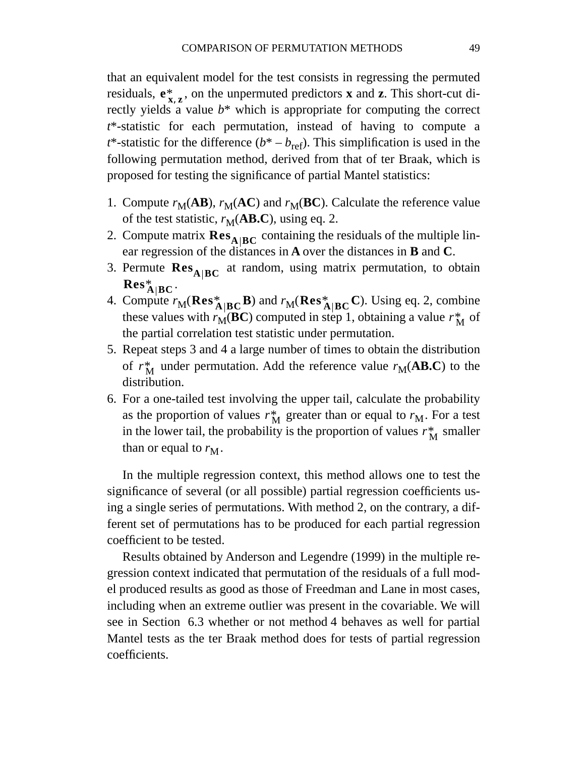that an equivalent model for the test consists in regressing the permuted residuals, $\mathbf{e}^*_{\mathbf{x},\,\mathbf{z}}$, on the unpermuted predictors **x** and **z**. This short-cut directly yields a value $b^*$ which is appropriate for computing the correct $t^*$-statistic for each permutation, instead of having to compute a $t^*$-statistic for the difference $(b^* - b_{\text{ref}})$. This simplification is used in the following permutation method, derived from that of ter Braak, which is proposed for testing the significance of partial Mantel statistics:

1. Compute $r_{\text{M}}(\mathbf{AB})$, $r_{\text{M}}(\mathbf{AC})$ and $r_{\text{M}}(\mathbf{BC})$. Calculate the reference value of the test statistic, $r_{\text{M}}(\mathbf{AB.C})$, using eq. 2.
2. Compute matrix $\mathbf{Res}_{\mathbf{A|BC}}$ containing the residuals of the multiple linear regression of the distances in **A** over the distances in **B** and **C**.
3. Permute $\mathbf{Res}_{\mathbf{A|BC}}$ at random, using matrix permutation, to obtain $\mathbf{Res}^*_{\mathbf{A|BC}}$.
4. Compute $r_{\text{M}}(\mathbf{Res}^*_{\mathbf{A|BC}}\mathbf{B})$ and $r_{\text{M}}(\mathbf{Res}^*_{\mathbf{A|BC}}\mathbf{C})$. Using eq. 2, combine these values with $r_{\text{M}}(\mathbf{BC})$ computed in step 1, obtaining a value $r^*_{\text{M}}$ of the partial correlation test statistic under permutation.
5. Repeat steps 3 and 4 a large number of times to obtain the distribution of $r^*_{\text{M}}$ under permutation. Add the reference value $r_{\text{M}}(\mathbf{AB.C})$ to the distribution.
6. For a one-tailed test involving the upper tail, calculate the probability as the proportion of values $r^*_{\text{M}}$ greater than or equal to $r_{\text{M}}$. For a test in the lower tail, the probability is the proportion of values $r^*_{\text{M}}$ smaller than or equal to $r_{\text{M}}$.

In the multiple regression context, this method allows one to test the significance of several (or all possible) partial regression coefficients using a single series of permutations. With method 2, on the contrary, a different set of permutations has to be produced for each partial regression coefficient to be tested.

Results obtained by Anderson and Legendre (1999) in the multiple regression context indicated that permutation of the residuals of a full model produced results as good as those of Freedman and Lane in most cases, including when an extreme outlier was present in the covariable. We will see in Section 6.3 whether or not method 4 behaves as well for partial Mantel tests as the ter Braak method does for tests of partial regression coefficients.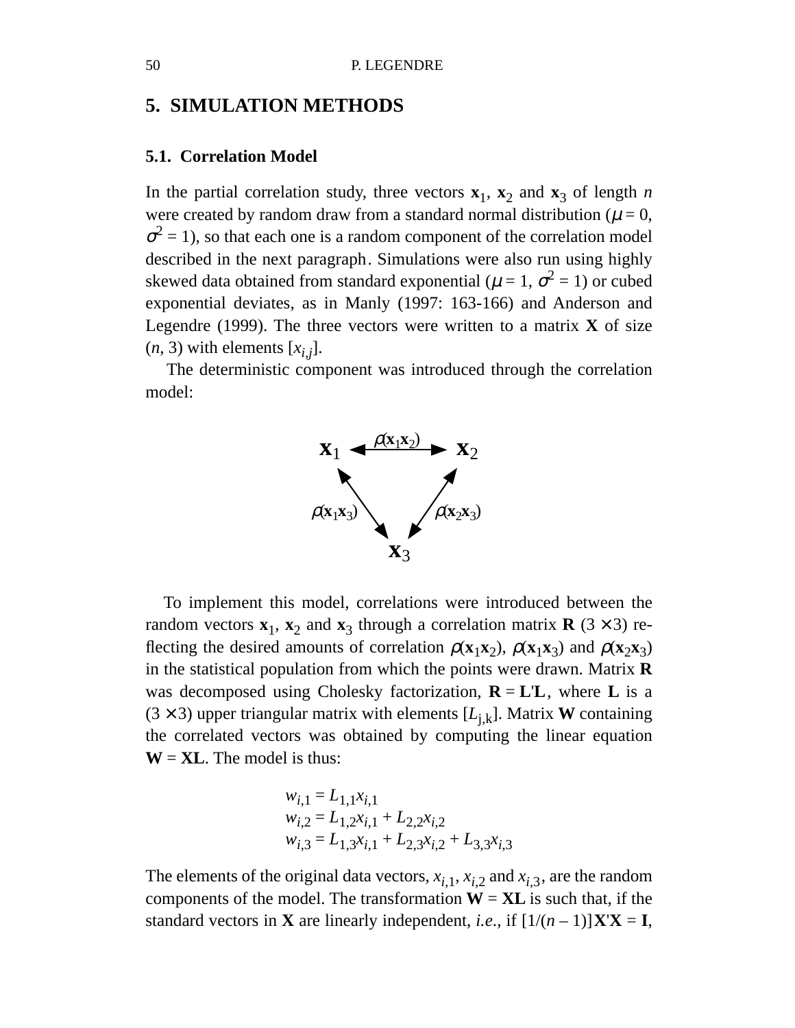## 5. SIMULATION METHODS

### 5.1. Correlation Model

In the partial correlation study, three vectors $\mathbf{x}_1$, $\mathbf{x}_2$ and $\mathbf{x}_3$ of length $n$ were created by random draw from a standard normal distribution ($\mu = 0$, $\sigma^2 = 1$), so that each one is a random component of the correlation model described in the next paragraph. Simulations were also run using highly skewed data obtained from standard exponential ($\mu = 1$, $\sigma^2 = 1$) or cubed exponential deviates, as in Manly (1997: 163-166) and Anderson and Legendre (1999). The three vectors were written to a matrix $\mathbf{X}$ of size $(n, 3)$ with elements $[x_{i,j}]$.

The deterministic component was introduced through the correlation model:

$$\mathbf{x}_1 \overset{\rho(\mathbf{x}_1\mathbf{x}_2)}{\longleftrightarrow} \mathbf{x}_2, \quad \mathbf{x}_1 \overset{\rho(\mathbf{x}_1\mathbf{x}_3)}{\longleftrightarrow} \mathbf{x}_3, \quad \mathbf{x}_2 \overset{\rho(\mathbf{x}_2\mathbf{x}_3)}{\longleftrightarrow} \mathbf{x}_3$$

To implement this model, correlations were introduced between the random vectors $\mathbf{x}_1$, $\mathbf{x}_2$ and $\mathbf{x}_3$ through a correlation matrix $\mathbf{R}$ $(3 \times 3)$ reflecting the desired amounts of correlation $\rho(\mathbf{x}_1\mathbf{x}_2)$, $\rho(\mathbf{x}_1\mathbf{x}_3)$ and $\rho(\mathbf{x}_2\mathbf{x}_3)$ in the statistical population from which the points were drawn. Matrix $\mathbf{R}$ was decomposed using Cholesky factorization, $\mathbf{R} = \mathbf{L}'\mathbf{L}$, where $\mathbf{L}$ is a $(3 \times 3)$ upper triangular matrix with elements $[L_{j,k}]$. Matrix $\mathbf{W}$ containing the correlated vectors was obtained by computing the linear equation $\mathbf{W} = \mathbf{XL}$. The model is thus:

$$\begin{aligned}
w_{i,1} &= L_{1,1}x_{i,1} \\
w_{i,2} &= L_{1,2}x_{i,1} + L_{2,2}x_{i,2} \\
w_{i,3} &= L_{1,3}x_{i,1} + L_{2,3}x_{i,2} + L_{3,3}x_{i,3}
\end{aligned}$$

The elements of the original data vectors, $x_{i,1}$, $x_{i,2}$ and $x_{i,3}$, are the random components of the model. The transformation $\mathbf{W} = \mathbf{XL}$ is such that, if the standard vectors in $\mathbf{X}$ are linearly independent, *i.e.*, if $[1/(n-1)]\mathbf{X}'\mathbf{X} = \mathbf{I}$,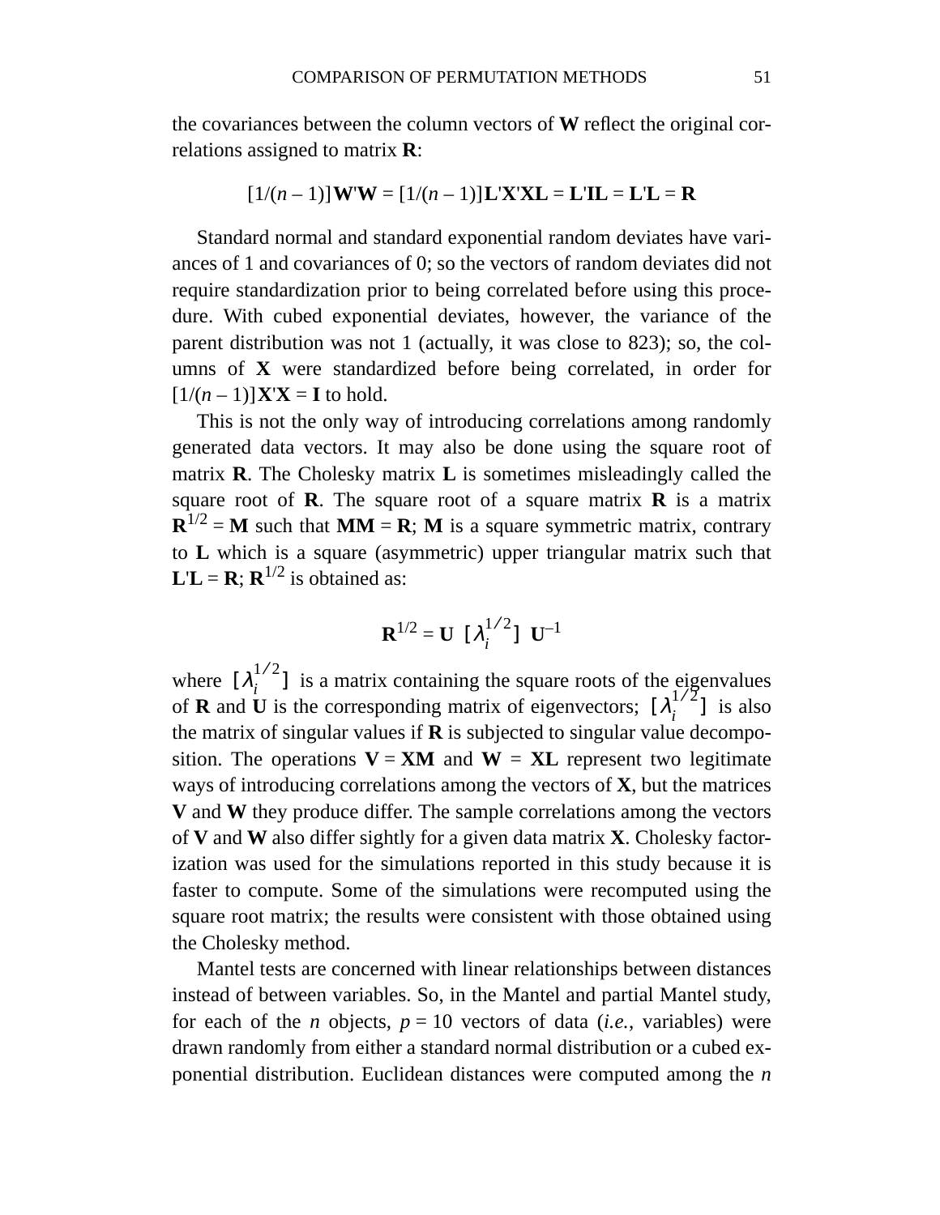the covariances between the column vectors of **W** reflect the original correlations assigned to matrix **R**:

$$[1/(n-1)]\mathbf{W}'\mathbf{W} = [1/(n-1)]\mathbf{L}'\mathbf{X}'\mathbf{X}\mathbf{L} = \mathbf{L}'\mathbf{I}\mathbf{L} = \mathbf{L}'\mathbf{L} = \mathbf{R}$$

Standard normal and standard exponential random deviates have variances of 1 and covariances of 0; so the vectors of random deviates did not require standardization prior to being correlated before using this procedure. With cubed exponential deviates, however, the variance of the parent distribution was not 1 (actually, it was close to 823); so, the columns of **X** were standardized before being correlated, in order for $[1/(n-1)]\mathbf{X}'\mathbf{X} = \mathbf{I}$ to hold.

This is not the only way of introducing correlations among randomly generated data vectors. It may also be done using the square root of matrix **R**. The Cholesky matrix **L** is sometimes misleadingly called the square root of **R**. The square root of a square matrix **R** is a matrix $\mathbf{R}^{1/2} = \mathbf{M}$ such that $\mathbf{MM} = \mathbf{R}$; **M** is a square symmetric matrix, contrary to **L** which is a square (asymmetric) upper triangular matrix such that $\mathbf{L}'\mathbf{L} = \mathbf{R}$; $\mathbf{R}^{1/2}$ is obtained as:

$$\mathbf{R}^{1/2} = \mathbf{U}\ [\lambda_i^{1/2}]\ \mathbf{U}^{-1}$$

where $[\lambda_i^{1/2}]$ is a matrix containing the square roots of the eigenvalues of **R** and **U** is the corresponding matrix of eigenvectors; $[\lambda_i^{1/2}]$ is also the matrix of singular values if **R** is subjected to singular value decomposition. The operations $\mathbf{V} = \mathbf{XM}$ and $\mathbf{W} = \mathbf{XL}$ represent two legitimate ways of introducing correlations among the vectors of **X**, but the matrices **V** and **W** they produce differ. The sample correlations among the vectors of **V** and **W** also differ sightly for a given data matrix **X**. Cholesky factorization was used for the simulations reported in this study because it is faster to compute. Some of the simulations were recomputed using the square root matrix; the results were consistent with those obtained using the Cholesky method.

Mantel tests are concerned with linear relationships between distances instead of between variables. So, in the Mantel and partial Mantel study, for each of the $n$ objects, $p = 10$ vectors of data (*i.e.*, variables) were drawn randomly from either a standard normal distribution or a cubed exponential distribution. Euclidean distances were computed among the $n$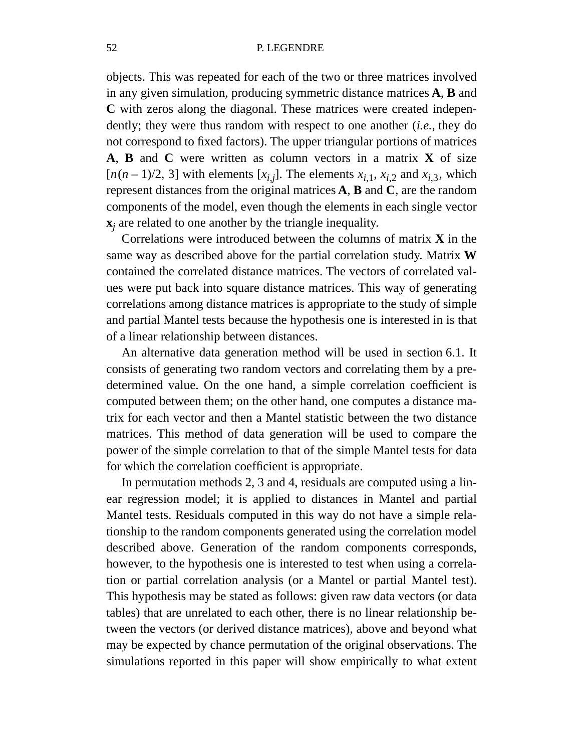objects. This was repeated for each of the two or three matrices involved in any given simulation, producing symmetric distance matrices **A**, **B** and **C** with zeros along the diagonal. These matrices were created independently; they were thus random with respect to one another (*i.e.*, they do not correspond to fixed factors). The upper triangular portions of matrices **A**, **B** and **C** were written as column vectors in a matrix **X** of size $[n(n-1)/2, 3]$ with elements $[x_{i,j}]$. The elements $x_{i,1}$, $x_{i,2}$ and $x_{i,3}$, which represent distances from the original matrices **A**, **B** and **C**, are the random components of the model, even though the elements in each single vector $\mathbf{x}_j$ are related to one another by the triangle inequality.

Correlations were introduced between the columns of matrix **X** in the same way as described above for the partial correlation study. Matrix **W** contained the correlated distance matrices. The vectors of correlated values were put back into square distance matrices. This way of generating correlations among distance matrices is appropriate to the study of simple and partial Mantel tests because the hypothesis one is interested in is that of a linear relationship between distances.

An alternative data generation method will be used in section 6.1. It consists of generating two random vectors and correlating them by a predetermined value. On the one hand, a simple correlation coefficient is computed between them; on the other hand, one computes a distance matrix for each vector and then a Mantel statistic between the two distance matrices. This method of data generation will be used to compare the power of the simple correlation to that of the simple Mantel tests for data for which the correlation coefficient is appropriate.

In permutation methods 2, 3 and 4, residuals are computed using a linear regression model; it is applied to distances in Mantel and partial Mantel tests. Residuals computed in this way do not have a simple relationship to the random components generated using the correlation model described above. Generation of the random components corresponds, however, to the hypothesis one is interested to test when using a correlation or partial correlation analysis (or a Mantel or partial Mantel test). This hypothesis may be stated as follows: given raw data vectors (or data tables) that are unrelated to each other, there is no linear relationship between the vectors (or derived distance matrices), above and beyond what may be expected by chance permutation of the original observations. The simulations reported in this paper will show empirically to what extent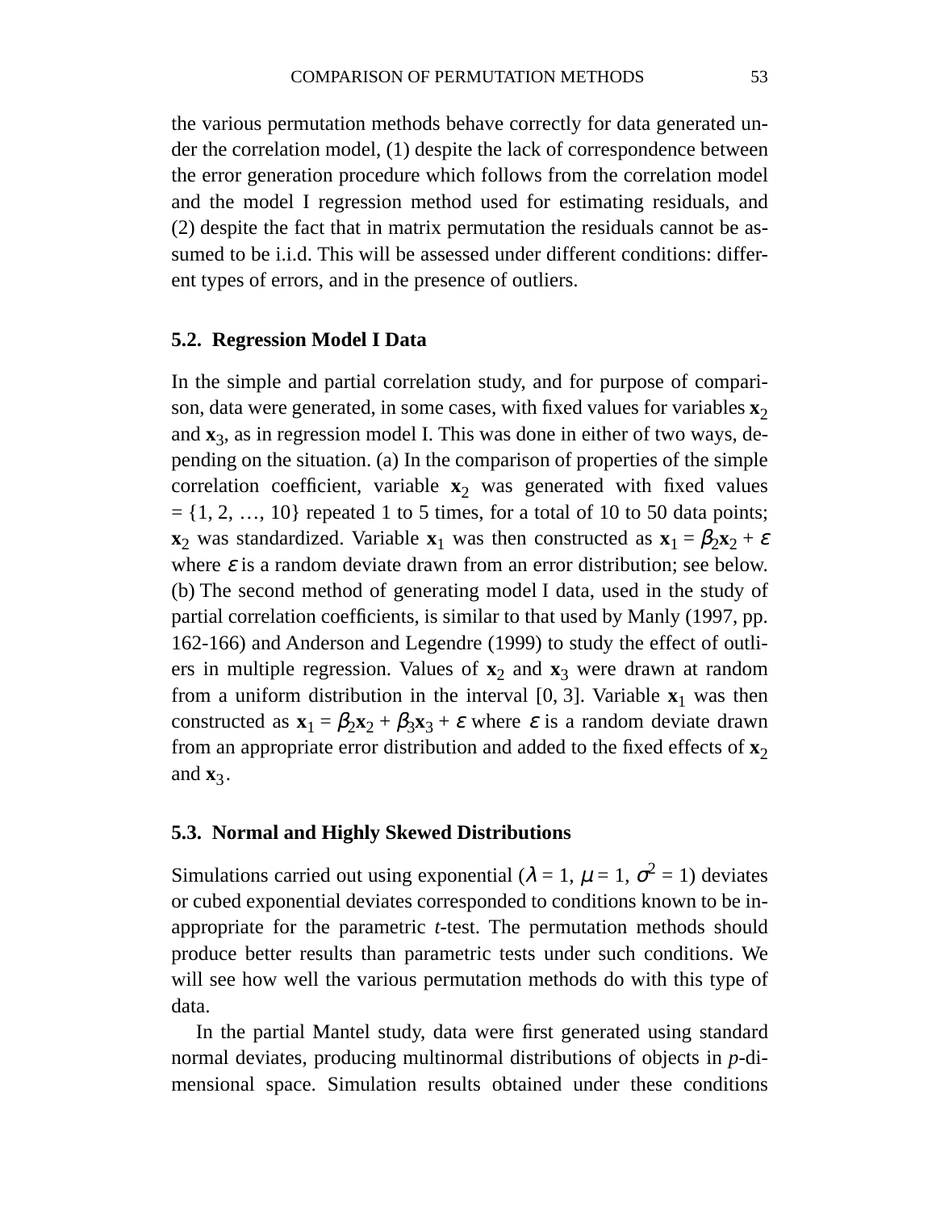the various permutation methods behave correctly for data generated under the correlation model, (1) despite the lack of correspondence between the error generation procedure which follows from the correlation model and the model I regression method used for estimating residuals, and (2) despite the fact that in matrix permutation the residuals cannot be assumed to be i.i.d. This will be assessed under different conditions: different types of errors, and in the presence of outliers.

### 5.2. Regression Model I Data

In the simple and partial correlation study, and for purpose of comparison, data were generated, in some cases, with fixed values for variables $\mathbf{x}_2$ and $\mathbf{x}_3$, as in regression model I. This was done in either of two ways, depending on the situation. (a) In the comparison of properties of the simple correlation coefficient, variable $\mathbf{x}_2$ was generated with fixed values = {1, 2, …, 10} repeated 1 to 5 times, for a total of 10 to 50 data points; $\mathbf{x}_2$ was standardized. Variable $\mathbf{x}_1$ was then constructed as $\mathbf{x}_1 = \beta_2 \mathbf{x}_2 + \varepsilon$ where $\varepsilon$ is a random deviate drawn from an error distribution; see below. (b) The second method of generating model I data, used in the study of partial correlation coefficients, is similar to that used by Manly (1997, pp. 162-166) and Anderson and Legendre (1999) to study the effect of outliers in multiple regression. Values of $\mathbf{x}_2$ and $\mathbf{x}_3$ were drawn at random from a uniform distribution in the interval [0, 3]. Variable $\mathbf{x}_1$ was then constructed as $\mathbf{x}_1 = \beta_2 \mathbf{x}_2 + \beta_3 \mathbf{x}_3 + \varepsilon$ where $\varepsilon$ is a random deviate drawn from an appropriate error distribution and added to the fixed effects of $\mathbf{x}_2$ and $\mathbf{x}_3$.

### 5.3. Normal and Highly Skewed Distributions

Simulations carried out using exponential ($\lambda = 1$, $\mu = 1$, $\sigma^2 = 1$) deviates or cubed exponential deviates corresponded to conditions known to be inappropriate for the parametric *t*-test. The permutation methods should produce better results than parametric tests under such conditions. We will see how well the various permutation methods do with this type of data.

In the partial Mantel study, data were first generated using standard normal deviates, producing multinormal distributions of objects in *p*-dimensional space. Simulation results obtained under these conditions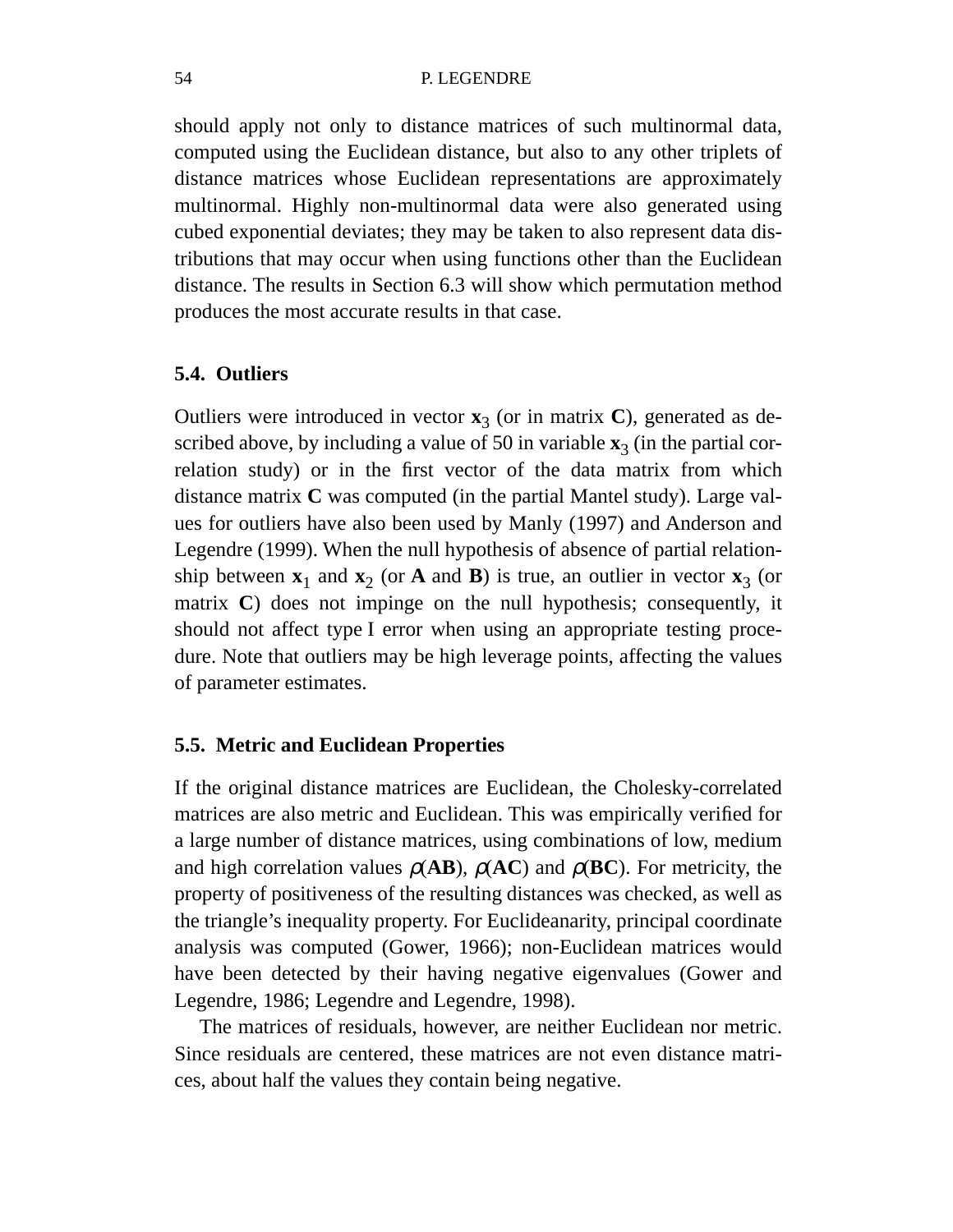should apply not only to distance matrices of such multinormal data, computed using the Euclidean distance, but also to any other triplets of distance matrices whose Euclidean representations are approximately multinormal. Highly non-multinormal data were also generated using cubed exponential deviates; they may be taken to also represent data distributions that may occur when using functions other than the Euclidean distance. The results in Section 6.3 will show which permutation method produces the most accurate results in that case.

### 5.4. Outliers

Outliers were introduced in vector $\mathbf{x}_3$ (or in matrix **C**), generated as described above, by including a value of 50 in variable $\mathbf{x}_3$ (in the partial correlation study) or in the first vector of the data matrix from which distance matrix **C** was computed (in the partial Mantel study). Large values for outliers have also been used by Manly (1997) and Anderson and Legendre (1999). When the null hypothesis of absence of partial relationship between $\mathbf{x}_1$ and $\mathbf{x}_2$ (or **A** and **B**) is true, an outlier in vector $\mathbf{x}_3$ (or matrix **C**) does not impinge on the null hypothesis; consequently, it should not affect type I error when using an appropriate testing procedure. Note that outliers may be high leverage points, affecting the values of parameter estimates.

### 5.5. Metric and Euclidean Properties

If the original distance matrices are Euclidean, the Cholesky-correlated matrices are also metric and Euclidean. This was empirically verified for a large number of distance matrices, using combinations of low, medium and high correlation values $\rho(\mathbf{AB})$, $\rho(\mathbf{AC})$ and $\rho(\mathbf{BC})$. For metricity, the property of positiveness of the resulting distances was checked, as well as the triangle's inequality property. For Euclideanarity, principal coordinate analysis was computed (Gower, 1966); non-Euclidean matrices would have been detected by their having negative eigenvalues (Gower and Legendre, 1986; Legendre and Legendre, 1998).

The matrices of residuals, however, are neither Euclidean nor metric. Since residuals are centered, these matrices are not even distance matrices, about half the values they contain being negative.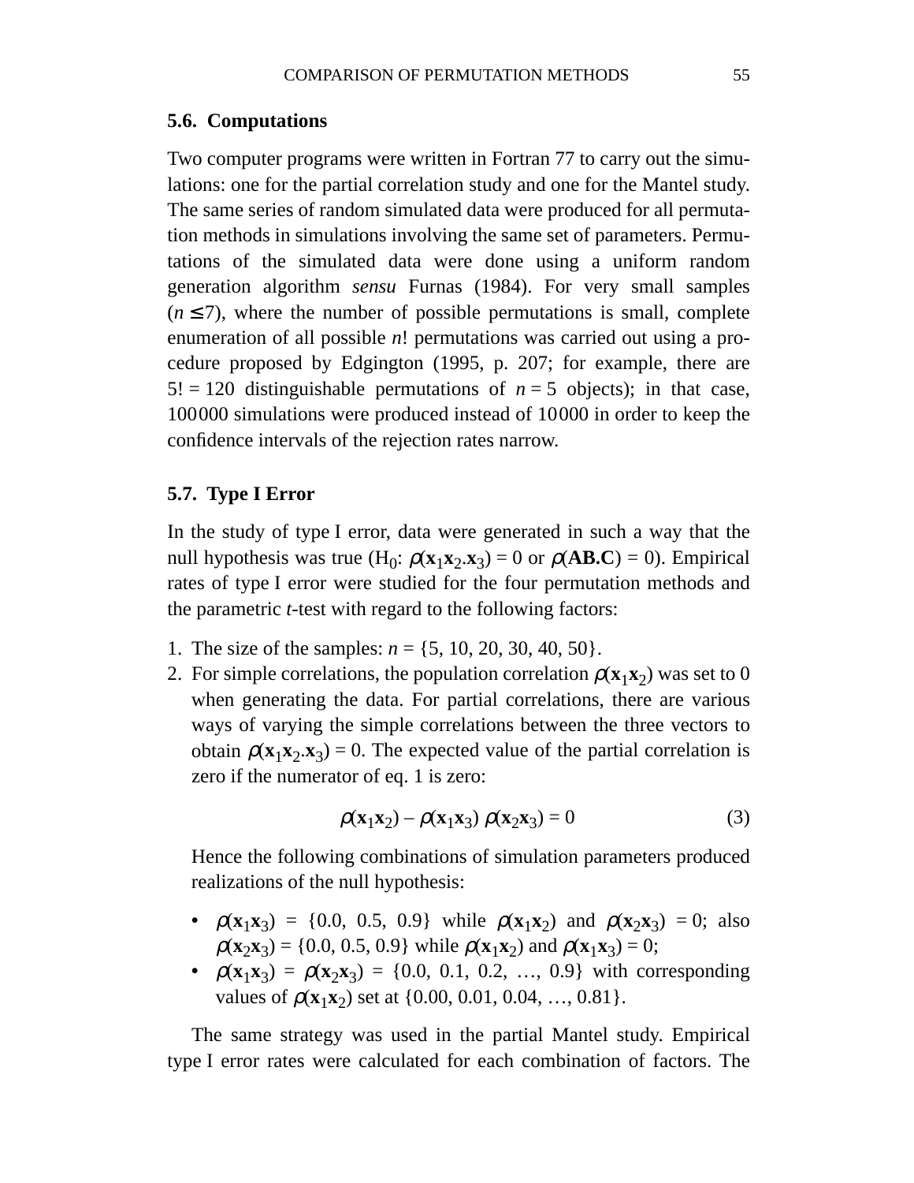### 5.6. Computations

Two computer programs were written in Fortran 77 to carry out the simulations: one for the partial correlation study and one for the Mantel study. The same series of random simulated data were produced for all permutation methods in simulations involving the same set of parameters. Permutations of the simulated data were done using a uniform random generation algorithm *sensu* Furnas (1984). For very small samples ($n \le 7$), where the number of possible permutations is small, complete enumeration of all possible $n!$ permutations was carried out using a procedure proposed by Edgington (1995, p. 207; for example, there are $5! = 120$ distinguishable permutations of $n = 5$ objects); in that case, 100000 simulations were produced instead of 10000 in order to keep the confidence intervals of the rejection rates narrow.

### 5.7. Type I Error

In the study of type I error, data were generated in such a way that the null hypothesis was true ($H_0$: $\rho(\mathbf{x}_1\mathbf{x}_2.\mathbf{x}_3) = 0$ or $\rho(\mathbf{AB.C}) = 0$). Empirical rates of type I error were studied for the four permutation methods and the parametric *t*-test with regard to the following factors:

1. The size of the samples: $n = \{5, 10, 20, 30, 40, 50\}$.
2. For simple correlations, the population correlation $\rho(\mathbf{x}_1\mathbf{x}_2)$ was set to 0 when generating the data. For partial correlations, there are various ways of varying the simple correlations between the three vectors to obtain $\rho(\mathbf{x}_1\mathbf{x}_2.\mathbf{x}_3) = 0$. The expected value of the partial correlation is zero if the numerator of eq. 1 is zero:

$$\rho(\mathbf{x}_1\mathbf{x}_2) - \rho(\mathbf{x}_1\mathbf{x}_3)\ \rho(\mathbf{x}_2\mathbf{x}_3) = 0 \tag{3}$$

   Hence the following combinations of simulation parameters produced realizations of the null hypothesis:

   - $\rho(\mathbf{x}_1\mathbf{x}_3) = \{0.0, 0.5, 0.9\}$ while $\rho(\mathbf{x}_1\mathbf{x}_2)$ and $\rho(\mathbf{x}_2\mathbf{x}_3) = 0$; also $\rho(\mathbf{x}_2\mathbf{x}_3) = \{0.0, 0.5, 0.9\}$ while $\rho(\mathbf{x}_1\mathbf{x}_2)$ and $\rho(\mathbf{x}_1\mathbf{x}_3) = 0$;
   - $\rho(\mathbf{x}_1\mathbf{x}_3) = \rho(\mathbf{x}_2\mathbf{x}_3) = \{0.0, 0.1, 0.2, \ldots, 0.9\}$ with corresponding values of $\rho(\mathbf{x}_1\mathbf{x}_2)$ set at $\{0.00, 0.01, 0.04, \ldots, 0.81\}$.

   The same strategy was used in the partial Mantel study. Empirical type I error rates were calculated for each combination of factors. The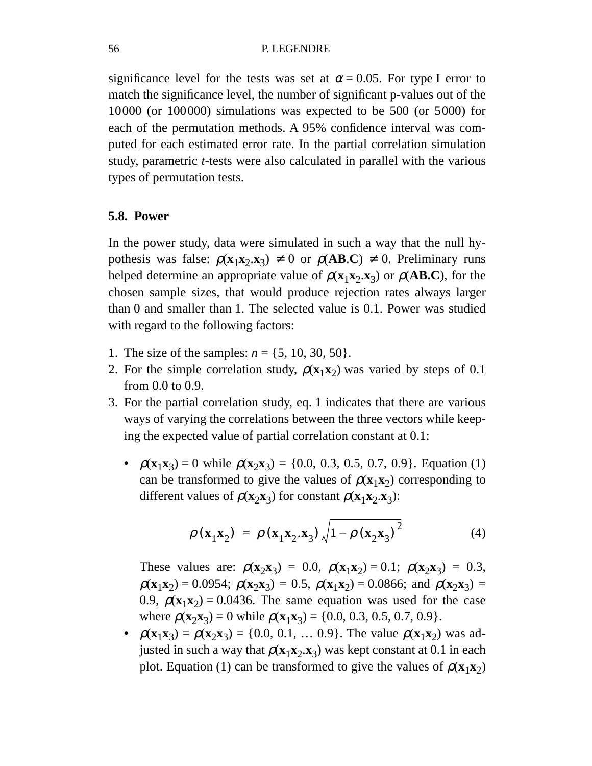significance level for the tests was set at $\alpha = 0.05$. For type I error to match the significance level, the number of significant p-values out of the 10000 (or 100000) simulations was expected to be 500 (or 5000) for each of the permutation methods. A 95% confidence interval was computed for each estimated error rate. In the partial correlation simulation study, parametric *t*-tests were also calculated in parallel with the various types of permutation tests.

### 5.8. Power

In the power study, data were simulated in such a way that the null hypothesis was false: $\rho(\mathbf{x}_1\mathbf{x}_2.\mathbf{x}_3) \neq 0$ or $\rho(\mathbf{AB.C}) \neq 0$. Preliminary runs helped determine an appropriate value of $\rho(\mathbf{x}_1\mathbf{x}_2.\mathbf{x}_3)$ or $\rho(\mathbf{AB.C})$, for the chosen sample sizes, that would produce rejection rates always larger than 0 and smaller than 1. The selected value is 0.1. Power was studied with regard to the following factors:

1. The size of the samples: $n = \{5, 10, 30, 50\}$.
2. For the simple correlation study, $\rho(\mathbf{x}_1\mathbf{x}_2)$ was varied by steps of 0.1 from 0.0 to 0.9.
3. For the partial correlation study, eq. 1 indicates that there are various ways of varying the correlations between the three vectors while keeping the expected value of partial correlation constant at 0.1:

   - $\rho(\mathbf{x}_1\mathbf{x}_3) = 0$ while $\rho(\mathbf{x}_2\mathbf{x}_3) = \{0.0, 0.3, 0.5, 0.7, 0.9\}$. Equation (1) can be transformed to give the values of $\rho(\mathbf{x}_1\mathbf{x}_2)$ corresponding to different values of $\rho(\mathbf{x}_2\mathbf{x}_3)$ for constant $\rho(\mathbf{x}_1\mathbf{x}_2.\mathbf{x}_3)$:

     $$\rho(\mathbf{x}_1\mathbf{x}_2) = \rho(\mathbf{x}_1\mathbf{x}_2.\mathbf{x}_3)\sqrt{1 - \rho(\mathbf{x}_2\mathbf{x}_3)^2} \tag{4}$$

     These values are: $\rho(\mathbf{x}_2\mathbf{x}_3) = 0.0$, $\rho(\mathbf{x}_1\mathbf{x}_2) = 0.1$; $\rho(\mathbf{x}_2\mathbf{x}_3) = 0.3$, $\rho(\mathbf{x}_1\mathbf{x}_2) = 0.0954$; $\rho(\mathbf{x}_2\mathbf{x}_3) = 0.5$, $\rho(\mathbf{x}_1\mathbf{x}_2) = 0.0866$; and $\rho(\mathbf{x}_2\mathbf{x}_3) = 0.9$, $\rho(\mathbf{x}_1\mathbf{x}_2) = 0.0436$. The same equation was used for the case where $\rho(\mathbf{x}_2\mathbf{x}_3) = 0$ while $\rho(\mathbf{x}_1\mathbf{x}_3) = \{0.0, 0.3, 0.5, 0.7, 0.9\}$.
   - $\rho(\mathbf{x}_1\mathbf{x}_3) = \rho(\mathbf{x}_2\mathbf{x}_3) = \{0.0, 0.1, \ldots 0.9\}$. The value $\rho(\mathbf{x}_1\mathbf{x}_2)$ was adjusted in such a way that $\rho(\mathbf{x}_1\mathbf{x}_2.\mathbf{x}_3)$ was kept constant at 0.1 in each plot. Equation (1) can be transformed to give the values of $\rho(\mathbf{x}_1\mathbf{x}_2)$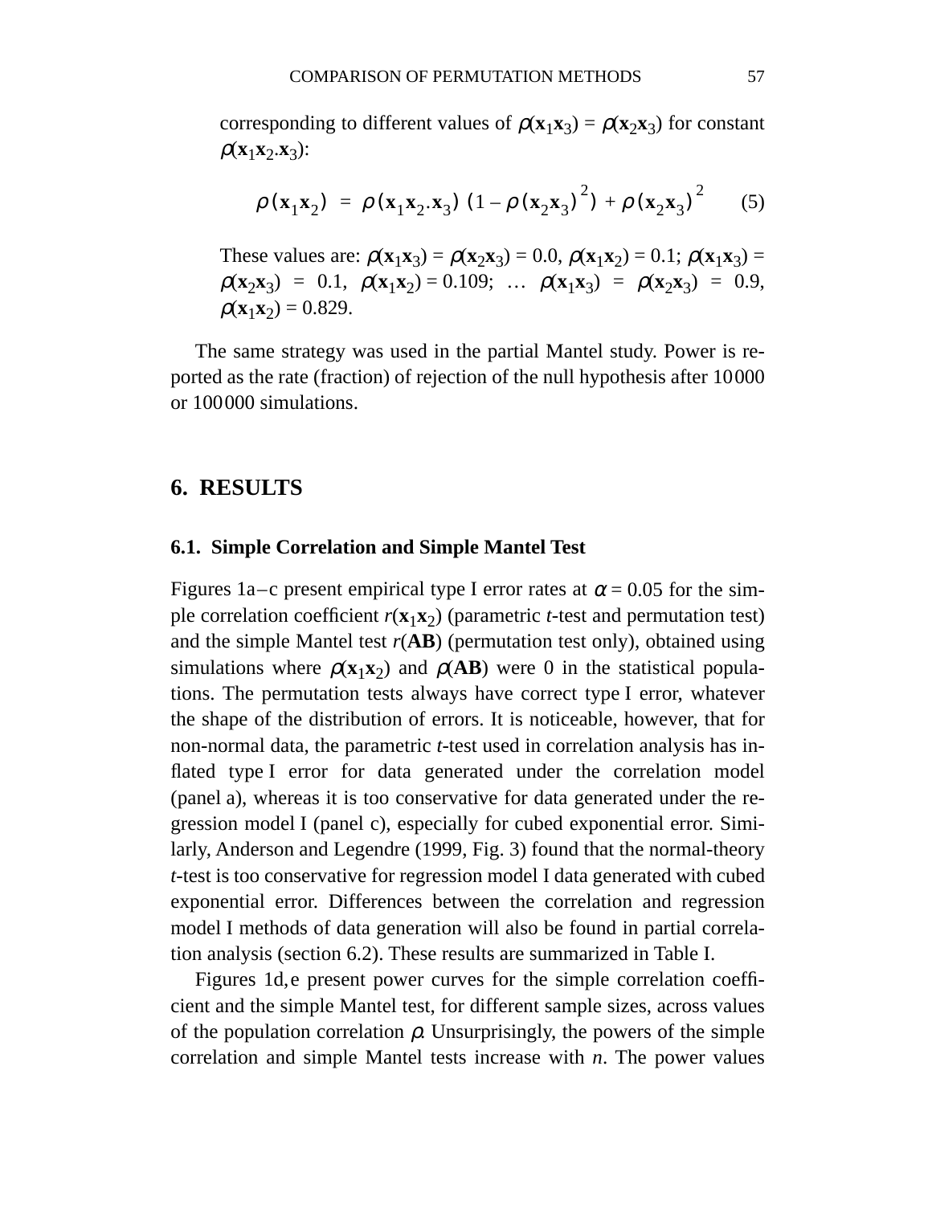corresponding to different values of $\rho(\mathbf{x}_1\mathbf{x}_3) = \rho(\mathbf{x}_2\mathbf{x}_3)$ for constant $\rho(\mathbf{x}_1\mathbf{x}_2.\mathbf{x}_3)$:

$$\rho(\mathbf{x}_1\mathbf{x}_2) = \rho(\mathbf{x}_1\mathbf{x}_2.\mathbf{x}_3)\,(1 - \rho(\mathbf{x}_2\mathbf{x}_3)^2) + \rho(\mathbf{x}_2\mathbf{x}_3)^2 \qquad (5)$$

These values are: $\rho(\mathbf{x}_1\mathbf{x}_3) = \rho(\mathbf{x}_2\mathbf{x}_3) = 0.0$, $\rho(\mathbf{x}_1\mathbf{x}_2) = 0.1$; $\rho(\mathbf{x}_1\mathbf{x}_3) = \rho(\mathbf{x}_2\mathbf{x}_3) = 0.1$, $\rho(\mathbf{x}_1\mathbf{x}_2) = 0.109$; … $\rho(\mathbf{x}_1\mathbf{x}_3) = \rho(\mathbf{x}_2\mathbf{x}_3) = 0.9$, $\rho(\mathbf{x}_1\mathbf{x}_2) = 0.829$.

The same strategy was used in the partial Mantel study. Power is reported as the rate (fraction) of rejection of the null hypothesis after 10000 or 100000 simulations.

## 6. RESULTS

### 6.1. Simple Correlation and Simple Mantel Test

Figures 1a–c present empirical type I error rates at $\alpha = 0.05$ for the simple correlation coefficient $r(\mathbf{x}_1\mathbf{x}_2)$ (parametric *t*-test and permutation test) and the simple Mantel test $r(\mathbf{AB})$ (permutation test only), obtained using simulations where $\rho(\mathbf{x}_1\mathbf{x}_2)$ and $\rho(\mathbf{AB})$ were 0 in the statistical populations. The permutation tests always have correct type I error, whatever the shape of the distribution of errors. It is noticeable, however, that for non-normal data, the parametric *t*-test used in correlation analysis has inflated type I error for data generated under the correlation model (panel a), whereas it is too conservative for data generated under the regression model I (panel c), especially for cubed exponential error. Similarly, Anderson and Legendre (1999, Fig. 3) found that the normal-theory *t*-test is too conservative for regression model I data generated with cubed exponential error. Differences between the correlation and regression model I methods of data generation will also be found in partial correlation analysis (section 6.2). These results are summarized in Table I.

Figures 1d, e present power curves for the simple correlation coefficient and the simple Mantel test, for different sample sizes, across values of the population correlation $\rho$. Unsurprisingly, the powers of the simple correlation and simple Mantel tests increase with *n*. The power values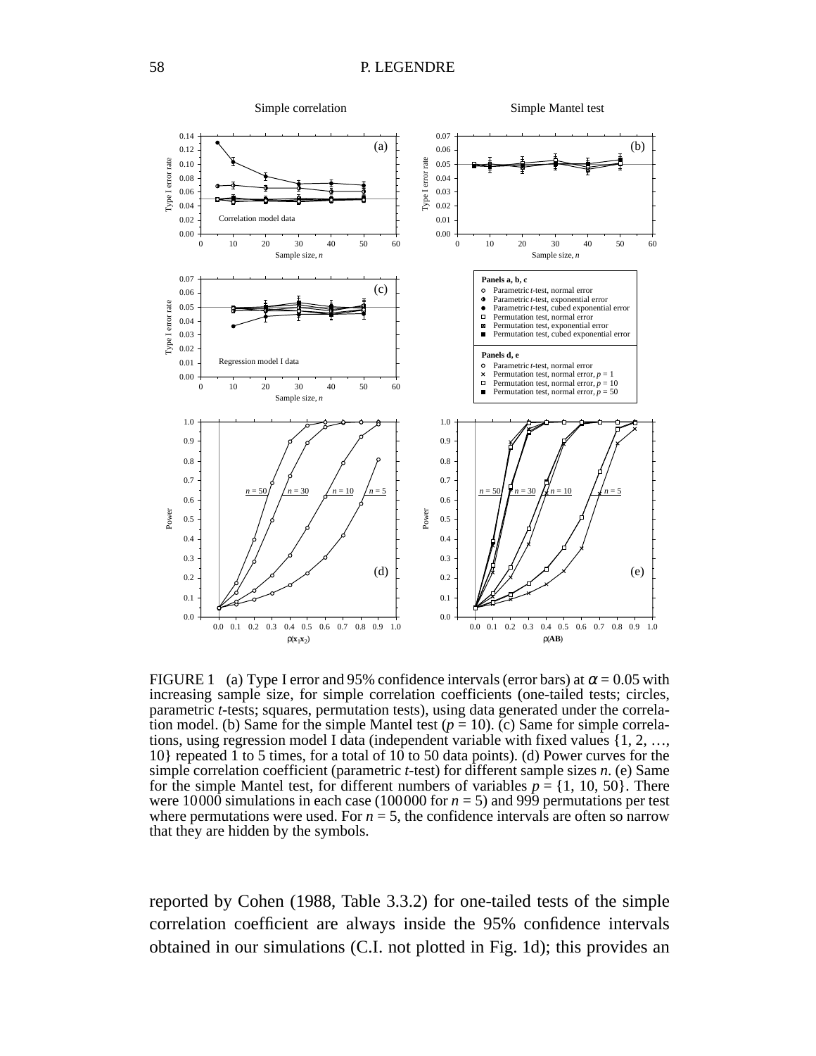Simple correlation

Simple Mantel test

0.14
0.12
0.10
0.08
0.06
0.04
0.02
0.00

Type I error rate

(a)

Correlation model data

0 10 20 30 40 50 60

Sample size, $n$

0.07
0.06
0.05
0.04
0.03
0.02
0.01
0.00

Type I error rate

(b)

0 10 20 30 40 50 60

Sample size, $n$

0.07
0.06
0.05
0.04
0.03
0.02
0.01
0.00

Type I error rate

(c)

Regression model I data

0 10 20 30 40 50 60

Sample size, $n$

**Panels a, b, c**

Parametric $t$-test, normal error

Parametric $t$-test, exponential error

Parametric $t$-test, cubed exponential error

Permutation test, normal error

Permutation test, exponential error

Permutation test, cubed exponential error

**Panels d, e**

Parametric $t$-test, normal error

Permutation test, normal error, $p = 1$

Permutation test, normal error, $p = 10$

Permutation test, normal error, $p = 50$

1.0
0.9
0.8
0.7
0.6
0.5
0.4
0.3
0.2
0.1
0.0

Power

$n = 50$ $n = 30$ $n = 10$ $n = 5$

(d)

0.0 0.1 0.2 0.3 0.4 0.5 0.6 0.7 0.8 0.9 1.0

$\rho(\mathbf{x}_1\mathbf{x}_2)$

1.0
0.9
0.8
0.7
0.6
0.5
0.4
0.3
0.2
0.1
0.0

Power

$n = 50$ $n = 30$ $n = 10$ $n = 5$

(e)

0.0 0.1 0.2 0.3 0.4 0.5 0.6 0.7 0.8 0.9 1.0

$\rho(\mathbf{AB})$

FIGURE 1 (a) Type I error and 95% confidence intervals (error bars) at $\alpha = 0.05$ with increasing sample size, for simple correlation coefficients (one-tailed tests; circles, parametric $t$-tests; squares, permutation tests), using data generated under the correlation model. (b) Same for the simple Mantel test ($p = 10$). (c) Same for simple correlations, using regression model I data (independent variable with fixed values {1, 2, …, 10} repeated 1 to 5 times, for a total of 10 to 50 data points). (d) Power curves for the simple correlation coefficient (parametric $t$-test) for different sample sizes $n$. (e) Same for the simple Mantel test, for different numbers of variables $p = \{1, 10, 50\}$. There were 10000 simulations in each case (100000 for $n = 5$) and 999 permutations per test where permutations were used. For $n = 5$, the confidence intervals are often so narrow that they are hidden by the symbols.

reported by Cohen (1988, Table 3.3.2) for one-tailed tests of the simple correlation coefficient are always inside the 95% confidence intervals obtained in our simulations (C.I. not plotted in Fig. 1d); this provides an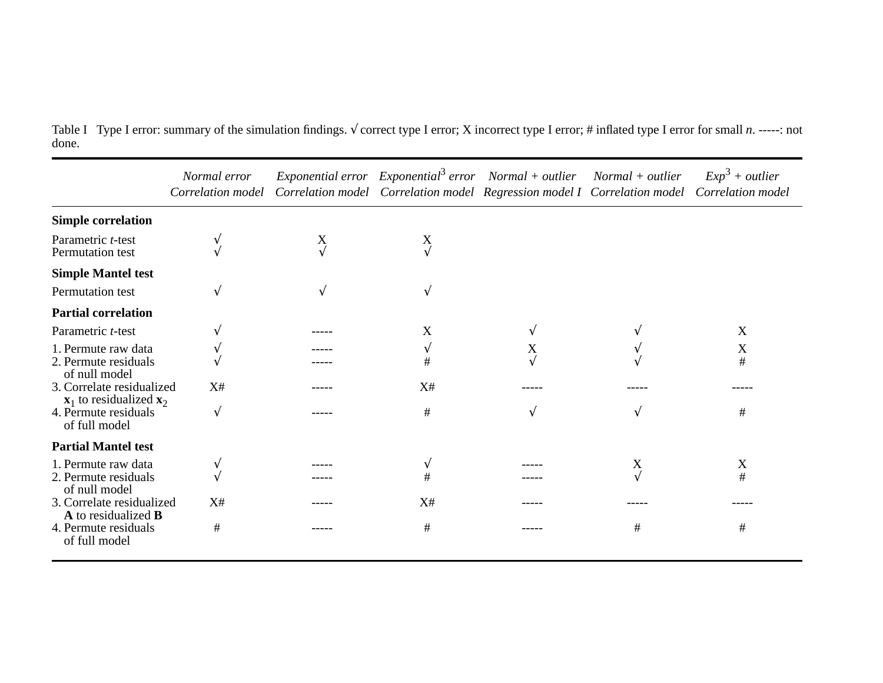Table I Type I error: summary of the simulation findings. √ correct type I error; X incorrect type I error; # inflated type I error for small $n$. -----: not done.

| | *Normal error Correlation model* | *Exponential error Correlation model* | *Exponential$^3$ error Correlation model* | *Normal + outlier Regression model I* | *Normal + outlier Correlation model* | *Exp$^3$ + outlier Correlation model* |
|---|---|---|---|---|---|---|
| **Simple correlation** | | | | | | |
| Parametric *t*-test | √ | X | X | | | |
| Permutation test | √ | √ | √ | | | |
| **Simple Mantel test** | | | | | | |
| Permutation test | √ | √ | √ | | | |
| **Partial correlation** | | | | | | |
| Parametric *t*-test | √ | ----- | X | √ | √ | X |
| 1. Permute raw data | √ | ----- | √ | X | √ | X |
| 2. Permute residuals of null model | √ | ----- | # | √ | √ | # |
| 3. Correlate residualized $\mathbf{x}_1$ to residualized $\mathbf{x}_2$ | X# | ----- | X# | ----- | ----- | ----- |
| 4. Permute residuals of full model | √ | ----- | # | √ | √ | # |
| **Partial Mantel test** | | | | | | |
| 1. Permute raw data | √ | ----- | √ | ----- | X | X |
| 2. Permute residuals of null model | √ | ----- | # | ----- | √ | # |
| 3. Correlate residualized **A** to residualized **B** | X# | ----- | X# | ----- | ----- | ----- |
| 4. Permute residuals of full model | # | ----- | # | ----- | # | # |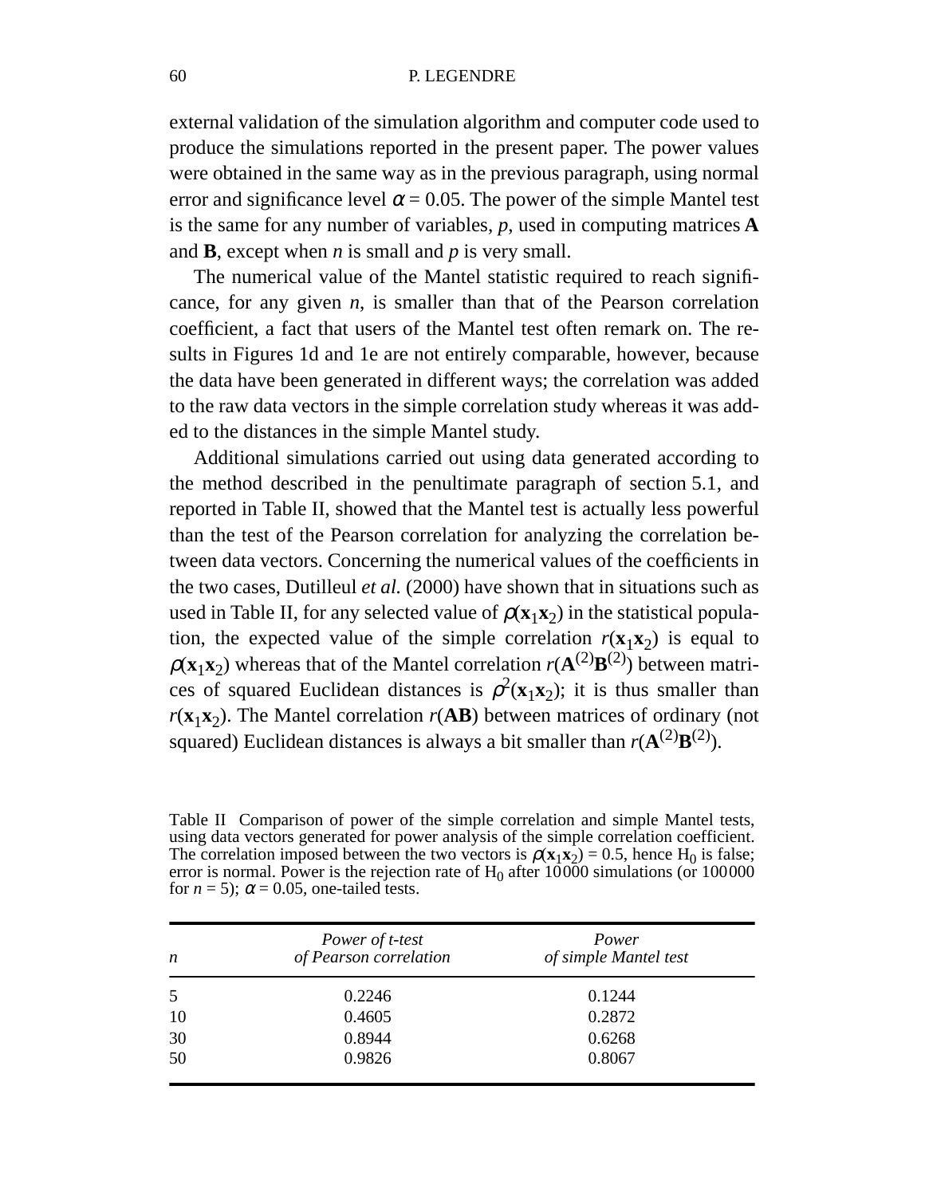external validation of the simulation algorithm and computer code used to produce the simulations reported in the present paper. The power values were obtained in the same way as in the previous paragraph, using normal error and significance level $\alpha = 0.05$. The power of the simple Mantel test is the same for any number of variables, $p$, used in computing matrices **A** and **B**, except when $n$ is small and $p$ is very small.

The numerical value of the Mantel statistic required to reach significance, for any given $n$, is smaller than that of the Pearson correlation coefficient, a fact that users of the Mantel test often remark on. The results in Figures 1d and 1e are not entirely comparable, however, because the data have been generated in different ways; the correlation was added to the raw data vectors in the simple correlation study whereas it was added to the distances in the simple Mantel study.

Additional simulations carried out using data generated according to the method described in the penultimate paragraph of section 5.1, and reported in Table II, showed that the Mantel test is actually less powerful than the test of the Pearson correlation for analyzing the correlation between data vectors. Concerning the numerical values of the coefficients in the two cases, Dutilleul *et al.* (2000) have shown that in situations such as used in Table II, for any selected value of $\rho(\mathbf{x}_1\mathbf{x}_2)$ in the statistical population, the expected value of the simple correlation $r(\mathbf{x}_1\mathbf{x}_2)$ is equal to $\rho(\mathbf{x}_1\mathbf{x}_2)$ whereas that of the Mantel correlation $r(\mathbf{A}^{(2)}\mathbf{B}^{(2)})$ between matrices of squared Euclidean distances is $\rho^2(\mathbf{x}_1\mathbf{x}_2)$; it is thus smaller than $r(\mathbf{x}_1\mathbf{x}_2)$. The Mantel correlation $r(\mathbf{AB})$ between matrices of ordinary (not squared) Euclidean distances is always a bit smaller than $r(\mathbf{A}^{(2)}\mathbf{B}^{(2)})$.

Table II Comparison of power of the simple correlation and simple Mantel tests, using data vectors generated for power analysis of the simple correlation coefficient. The correlation imposed between the two vectors is $\rho(\mathbf{x}_1\mathbf{x}_2) = 0.5$, hence $H_0$ is false; error is normal. Power is the rejection rate of $H_0$ after 10000 simulations (or 100000 for $n = 5$); $\alpha = 0.05$, one-tailed tests.

| $n$ | *Power of t-test of Pearson correlation* | *Power of simple Mantel test* |
|---|---|---|
| 5 | 0.2246 | 0.1244 |
| 10 | 0.4605 | 0.2872 |
| 30 | 0.8944 | 0.6268 |
| 50 | 0.9826 | 0.8067 |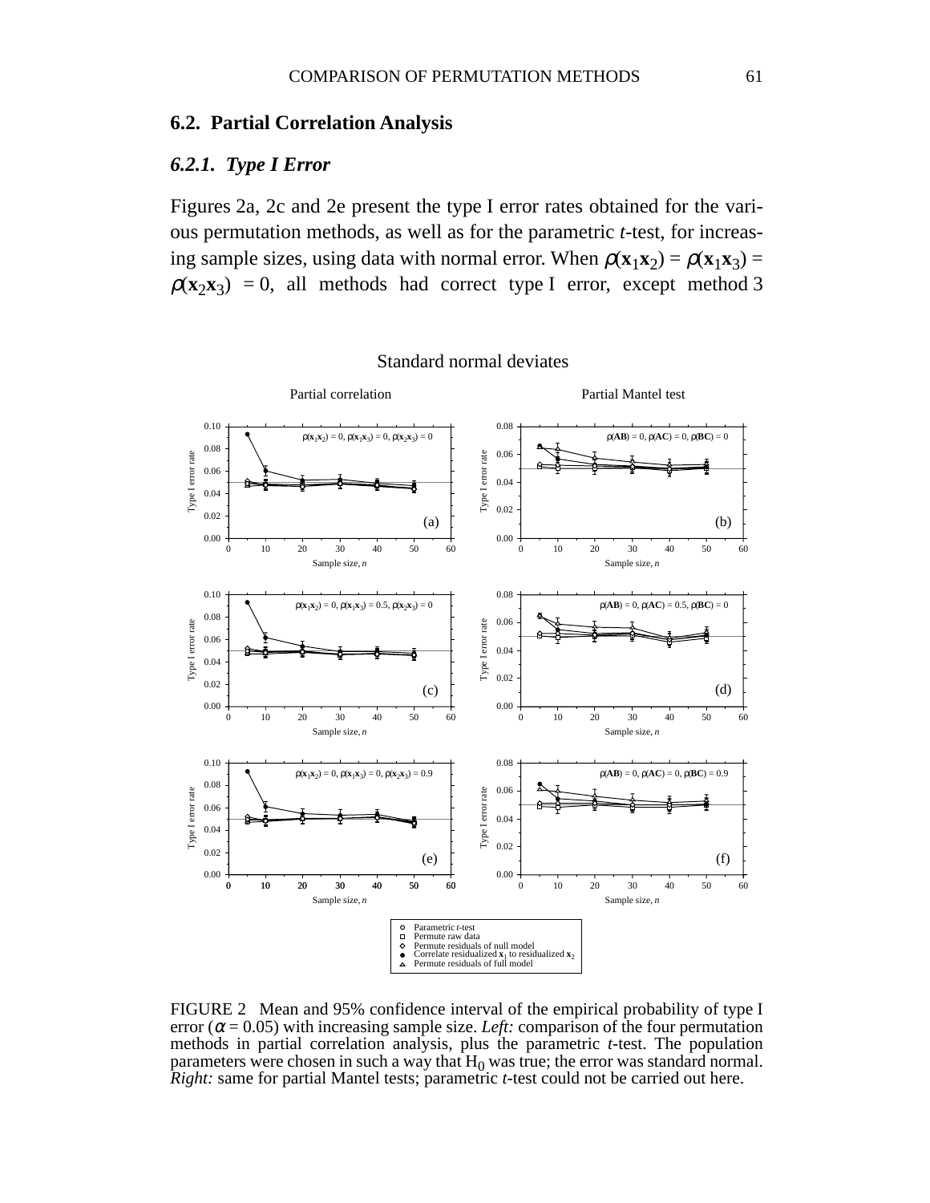## 6.2. Partial Correlation Analysis

### *6.2.1. Type I Error*

Figures 2a, 2c and 2e present the type I error rates obtained for the various permutation methods, as well as for the parametric *t*-test, for increasing sample sizes, using data with normal error. When $\rho(\mathbf{x}_1\mathbf{x}_2) = \rho(\mathbf{x}_1\mathbf{x}_3) = \rho(\mathbf{x}_2\mathbf{x}_3) = 0$, all methods had correct type I error, except method 3

FIGURE 2 Mean and 95% confidence interval of the empirical probability of type I error ($\alpha = 0.05$) with increasing sample size. *Left:* comparison of the four permutation methods in partial correlation analysis, plus the parametric *t*-test. The population parameters were chosen in such a way that $H_0$ was true; the error was standard normal. *Right:* same for partial Mantel tests; parametric *t*-test could not be carried out here.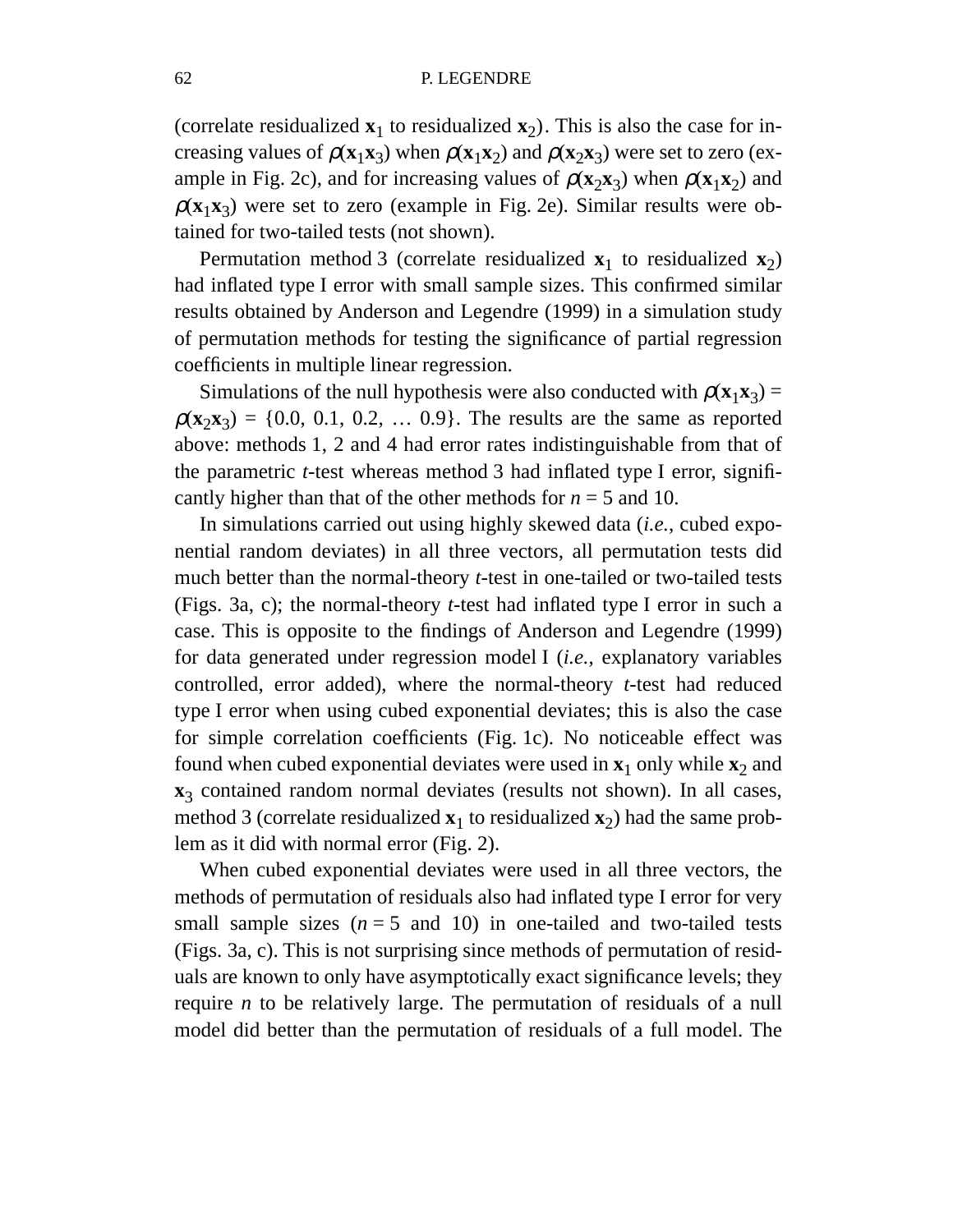(correlate residualized $\mathbf{x}_1$ to residualized $\mathbf{x}_2$). This is also the case for increasing values of $\rho(\mathbf{x}_1\mathbf{x}_3)$ when $\rho(\mathbf{x}_1\mathbf{x}_2)$ and $\rho(\mathbf{x}_2\mathbf{x}_3)$ were set to zero (example in Fig. 2c), and for increasing values of $\rho(\mathbf{x}_2\mathbf{x}_3)$ when $\rho(\mathbf{x}_1\mathbf{x}_2)$ and $\rho(\mathbf{x}_1\mathbf{x}_3)$ were set to zero (example in Fig. 2e). Similar results were obtained for two-tailed tests (not shown).

Permutation method 3 (correlate residualized $\mathbf{x}_1$ to residualized $\mathbf{x}_2$) had inflated type I error with small sample sizes. This confirmed similar results obtained by Anderson and Legendre (1999) in a simulation study of permutation methods for testing the significance of partial regression coefficients in multiple linear regression.

Simulations of the null hypothesis were also conducted with $\rho(\mathbf{x}_1\mathbf{x}_3) = \rho(\mathbf{x}_2\mathbf{x}_3) = \{0.0, 0.1, 0.2, \ldots\ 0.9\}$. The results are the same as reported above: methods 1, 2 and 4 had error rates indistinguishable from that of the parametric *t*-test whereas method 3 had inflated type I error, significantly higher than that of the other methods for $n = 5$ and 10.

In simulations carried out using highly skewed data (*i.e.*, cubed exponential random deviates) in all three vectors, all permutation tests did much better than the normal-theory *t*-test in one-tailed or two-tailed tests (Figs. 3a, c); the normal-theory *t*-test had inflated type I error in such a case. This is opposite to the findings of Anderson and Legendre (1999) for data generated under regression model I (*i.e.*, explanatory variables controlled, error added), where the normal-theory *t*-test had reduced type I error when using cubed exponential deviates; this is also the case for simple correlation coefficients (Fig. 1c). No noticeable effect was found when cubed exponential deviates were used in $\mathbf{x}_1$ only while $\mathbf{x}_2$ and $\mathbf{x}_3$ contained random normal deviates (results not shown). In all cases, method 3 (correlate residualized $\mathbf{x}_1$ to residualized $\mathbf{x}_2$) had the same problem as it did with normal error (Fig. 2).

When cubed exponential deviates were used in all three vectors, the methods of permutation of residuals also had inflated type I error for very small sample sizes ($n = 5$ and 10) in one-tailed and two-tailed tests (Figs. 3a, c). This is not surprising since methods of permutation of residuals are known to only have asymptotically exact significance levels; they require *n* to be relatively large. The permutation of residuals of a null model did better than the permutation of residuals of a full model. The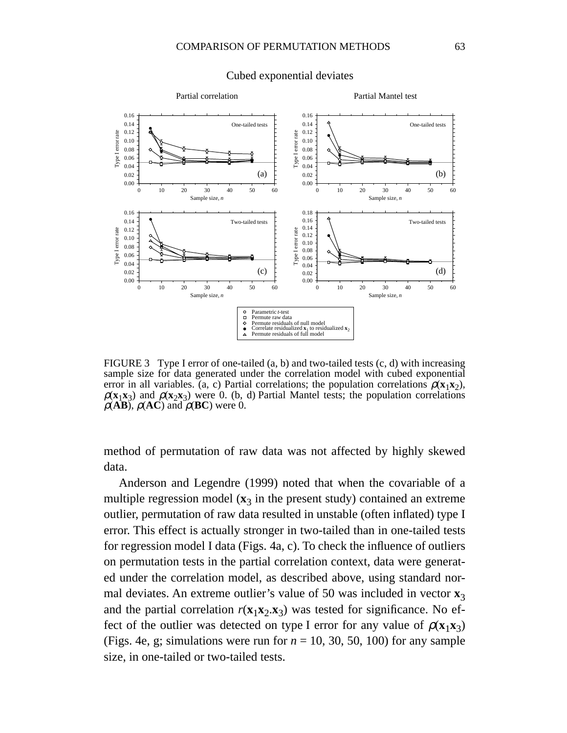Cubed exponential deviates

Partial correlation

Partial Mantel test

One-tailed tests

Type I error rate

0.16
0.14
0.12
0.10
0.08
0.06
0.04
0.02
0.00

0 10 20 30 40 50 60

Sample size, *n*

(a)

One-tailed tests

(b)

Two-tailed tests

(c)

Two-tailed tests

0.18

(d)

Parametric *t*-test
Permute raw data
Permute residuals of null model
Correlate residualized $\mathbf{x}_1$ to residualized $\mathbf{x}_2$
Permute residuals of full model

FIGURE 3 Type I error of one-tailed (a, b) and two-tailed tests (c, d) with increasing sample size for data generated under the correlation model with cubed exponential error in all variables. (a, c) Partial correlations; the population correlations $\rho(\mathbf{x}_1\mathbf{x}_2)$, $\rho(\mathbf{x}_1\mathbf{x}_3)$ and $\rho(\mathbf{x}_2\mathbf{x}_3)$ were 0. (b, d) Partial Mantel tests; the population correlations $\rho(\mathbf{AB})$, $\rho(\mathbf{AC})$ and $\rho(\mathbf{BC})$ were 0.

method of permutation of raw data was not affected by highly skewed data.

Anderson and Legendre (1999) noted that when the covariable of a multiple regression model ($\mathbf{x}_3$ in the present study) contained an extreme outlier, permutation of raw data resulted in unstable (often inflated) type I error. This effect is actually stronger in two-tailed than in one-tailed tests for regression model I data (Figs. 4a, c). To check the influence of outliers on permutation tests in the partial correlation context, data were generated under the correlation model, as described above, using standard normal deviates. An extreme outlier's value of 50 was included in vector $\mathbf{x}_3$ and the partial correlation $r(\mathbf{x}_1\mathbf{x}_2.\mathbf{x}_3)$ was tested for significance. No effect of the outlier was detected on type I error for any value of $\rho(\mathbf{x}_1\mathbf{x}_3)$ (Figs. 4e, g; simulations were run for $n$ = 10, 30, 50, 100) for any sample size, in one-tailed or two-tailed tests.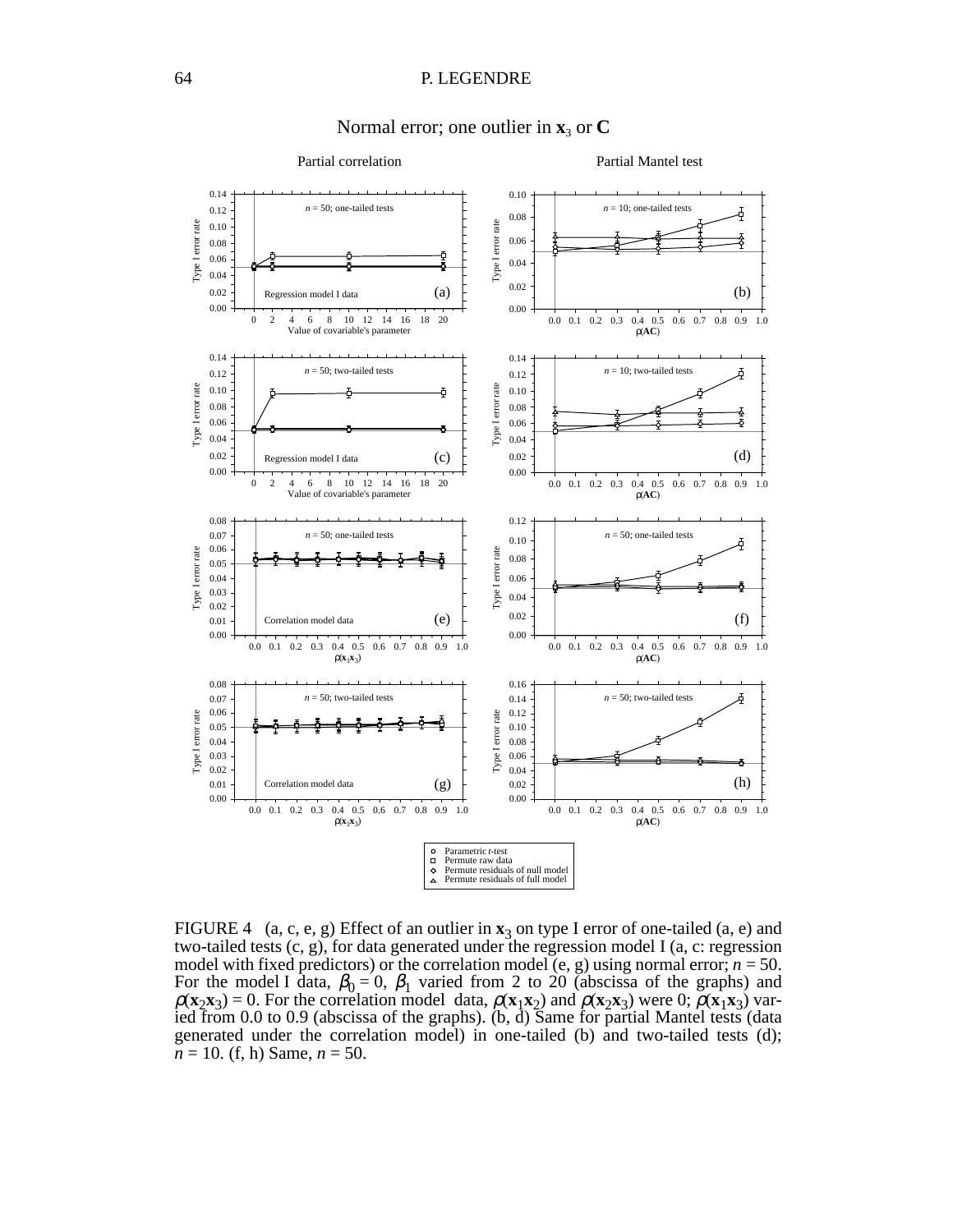Normal error; one outlier in $\mathbf{x}_3$ or **C**

Partial correlation

Partial Mantel test

Type I error rate

(a) $n$ = 50; one-tailed tests
Regression model I data
Value of covariable's parameter
0 2 4 6 8 10 12 14 16 18 20

(b) $n$ = 10; one-tailed tests
$\rho$(**AC**)
0.0 0.1 0.2 0.3 0.4 0.5 0.6 0.7 0.8 0.9 1.0

(c) $n$ = 50; two-tailed tests
Regression model I data
Value of covariable's parameter

(d) $n$ = 10; two-tailed tests
$\rho$(**AC**)

(e) $n$ = 50; one-tailed tests
Correlation model data
$\rho(\mathbf{x}_1\mathbf{x}_3)$

(f) $n$ = 50; one-tailed tests
$\rho$(**AC**)

(g) $n$ = 50; two-tailed tests
Correlation model data
$\rho(\mathbf{x}_1\mathbf{x}_3)$

(h) $n$ = 50; two-tailed tests
$\rho$(**AC**)

Parametric $t$-test
Permute raw data
Permute residuals of null model
Permute residuals of full model

FIGURE 4 (a, c, e, g) Effect of an outlier in $\mathbf{x}_3$ on type I error of one-tailed (a, e) and two-tailed tests (c, g), for data generated under the regression model I (a, c: regression model with fixed predictors) or the correlation model (e, g) using normal error; $n = 50$. For the model I data, $\beta_0 = 0$, $\beta_1$ varied from 2 to 20 (abscissa of the graphs) and $\rho(\mathbf{x}_2\mathbf{x}_3) = 0$. For the correlation model data, $\rho(\mathbf{x}_1\mathbf{x}_2)$ and $\rho(\mathbf{x}_2\mathbf{x}_3)$ were 0; $\rho(\mathbf{x}_1\mathbf{x}_3)$ varied from 0.0 to 0.9 (abscissa of the graphs). (b, d) Same for partial Mantel tests (data generated under the correlation model) in one-tailed (b) and two-tailed tests (d); $n = 10$. (f, h) Same, $n = 50$.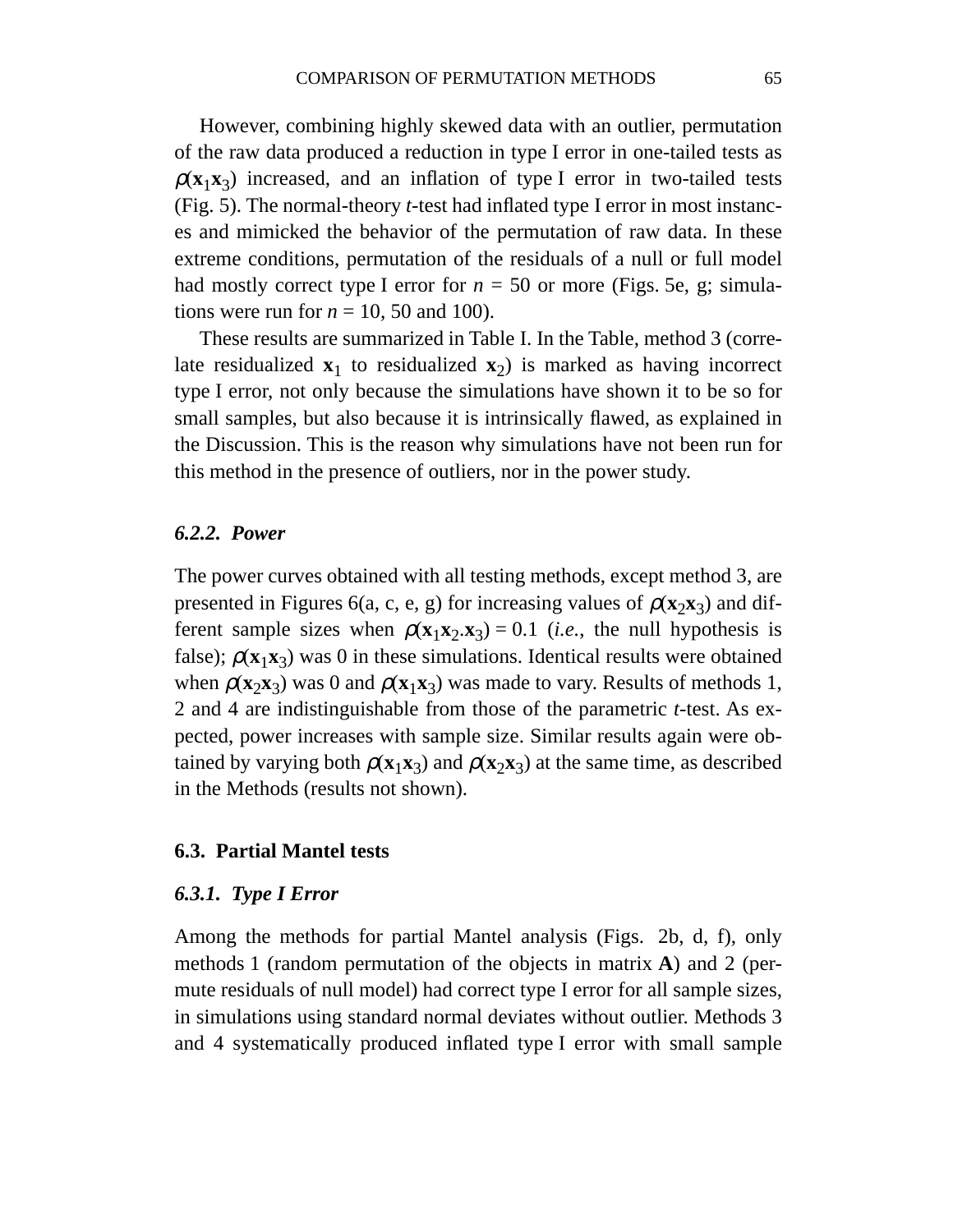However, combining highly skewed data with an outlier, permutation of the raw data produced a reduction in type I error in one-tailed tests as $\rho(\mathbf{x}_1\mathbf{x}_3)$ increased, and an inflation of type I error in two-tailed tests (Fig. 5). The normal-theory *t*-test had inflated type I error in most instances and mimicked the behavior of the permutation of raw data. In these extreme conditions, permutation of the residuals of a null or full model had mostly correct type I error for $n = 50$ or more (Figs. 5e, g; simulations were run for $n = 10$, 50 and 100).

These results are summarized in Table I. In the Table, method 3 (correlate residualized $\mathbf{x}_1$ to residualized $\mathbf{x}_2$) is marked as having incorrect type I error, not only because the simulations have shown it to be so for small samples, but also because it is intrinsically flawed, as explained in the Discussion. This is the reason why simulations have not been run for this method in the presence of outliers, nor in the power study.

#### *6.2.2. Power*

The power curves obtained with all testing methods, except method 3, are presented in Figures 6(a, c, e, g) for increasing values of $\rho(\mathbf{x}_2\mathbf{x}_3)$ and different sample sizes when $\rho(\mathbf{x}_1\mathbf{x}_2.\mathbf{x}_3) = 0.1$ (*i.e.*, the null hypothesis is false); $\rho(\mathbf{x}_1\mathbf{x}_3)$ was 0 in these simulations. Identical results were obtained when $\rho(\mathbf{x}_2\mathbf{x}_3)$ was 0 and $\rho(\mathbf{x}_1\mathbf{x}_3)$ was made to vary. Results of methods 1, 2 and 4 are indistinguishable from those of the parametric *t*-test. As expected, power increases with sample size. Similar results again were obtained by varying both $\rho(\mathbf{x}_1\mathbf{x}_3)$ and $\rho(\mathbf{x}_2\mathbf{x}_3)$ at the same time, as described in the Methods (results not shown).

### 6.3. Partial Mantel tests

#### *6.3.1. Type I Error*

Among the methods for partial Mantel analysis (Figs. 2b, d, f), only methods 1 (random permutation of the objects in matrix **A**) and 2 (permute residuals of null model) had correct type I error for all sample sizes, in simulations using standard normal deviates without outlier. Methods 3 and 4 systematically produced inflated type I error with small sample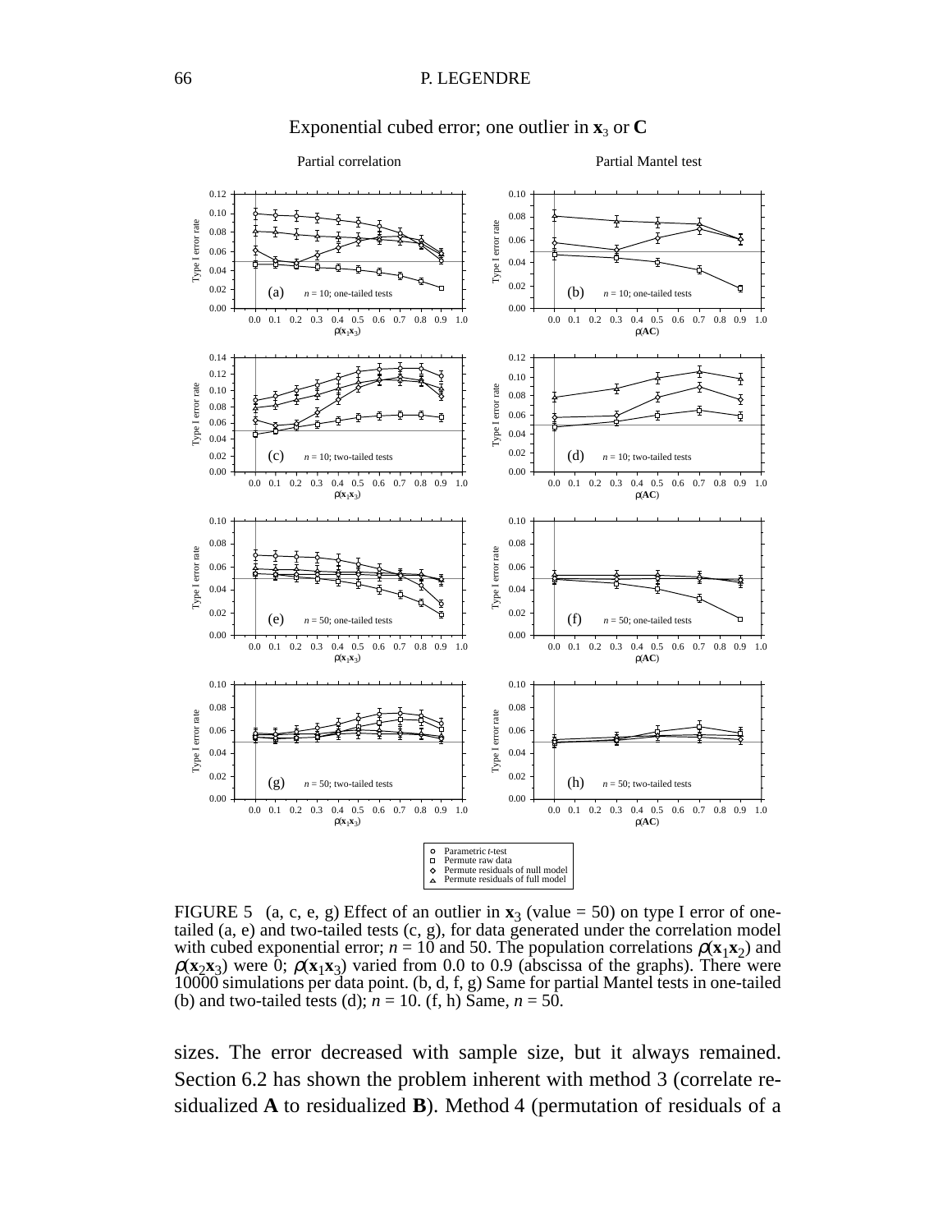Exponential cubed error; one outlier in $\mathbf{x}_3$ or $\mathbf{C}$

Partial correlation

Partial Mantel test

(a) $n$ = 10; one-tailed tests

(b) $n$ = 10; one-tailed tests

(c) $n$ = 10; two-tailed tests

(d) $n$ = 10; two-tailed tests

(e) $n$ = 50; one-tailed tests

(f) $n$ = 50; one-tailed tests

(g) $n$ = 50; two-tailed tests

(h) $n$ = 50; two-tailed tests

Type I error rate

$\rho(\mathbf{x}_1\mathbf{x}_3)$

$\rho(\mathbf{AC})$

○ Parametric $t$-test
□ Permute raw data
◇ Permute residuals of null model
△ Permute residuals of full model

FIGURE 5 (a, c, e, g) Effect of an outlier in $\mathbf{x}_3$ (value = 50) on type I error of one-tailed (a, e) and two-tailed tests (c, g), for data generated under the correlation model with cubed exponential error; $n$ = 10 and 50. The population correlations $\rho(\mathbf{x}_1\mathbf{x}_2)$ and $\rho(\mathbf{x}_2\mathbf{x}_3)$ were 0; $\rho(\mathbf{x}_1\mathbf{x}_3)$ varied from 0.0 to 0.9 (abscissa of the graphs). There were 10000 simulations per data point. (b, d, f, g) Same for partial Mantel tests in one-tailed (b) and two-tailed tests (d); $n$ = 10. (f, h) Same, $n$ = 50.

sizes. The error decreased with sample size, but it always remained. Section 6.2 has shown the problem inherent with method 3 (correlate residualized **A** to residualized **B**). Method 4 (permutation of residuals of a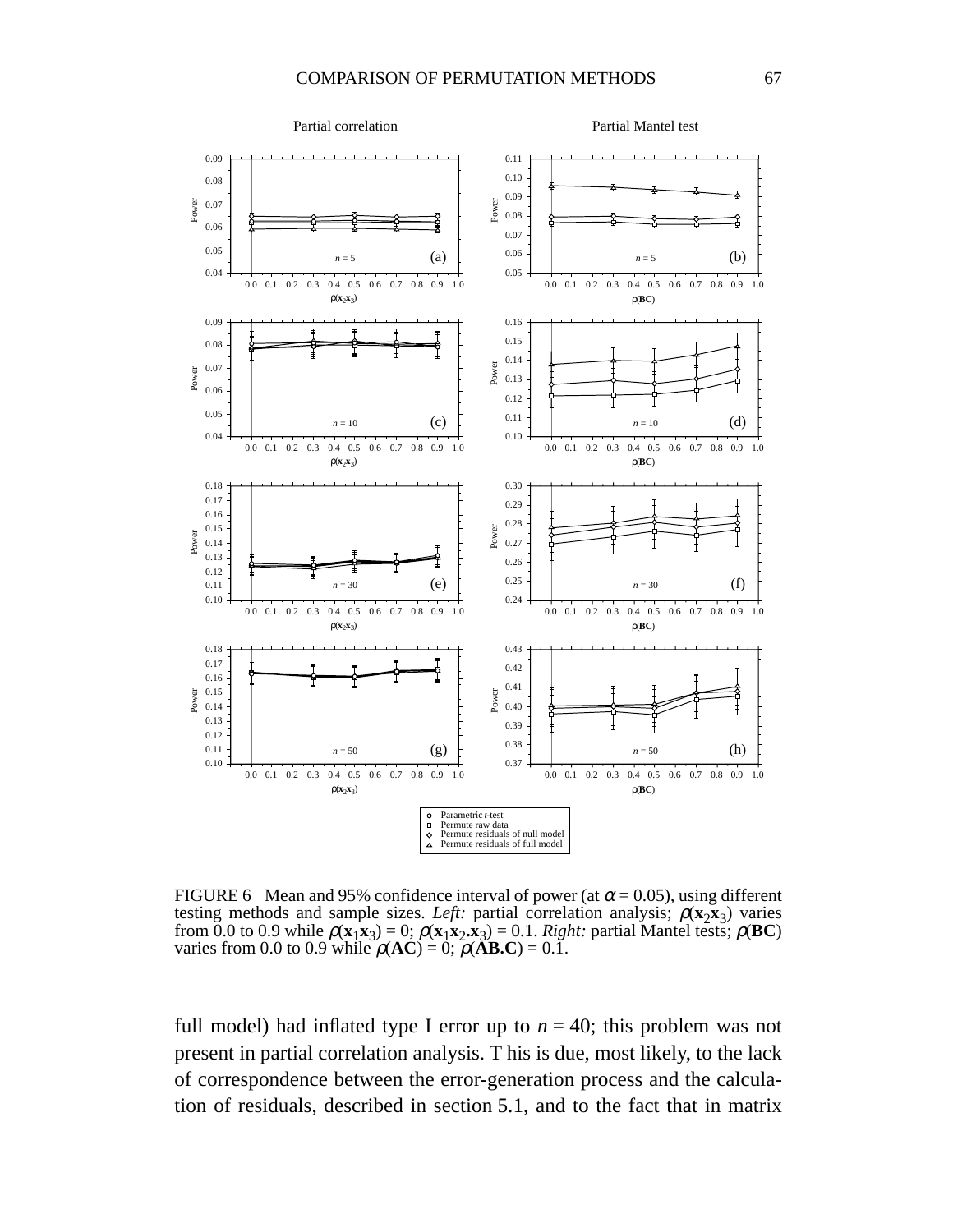Partial correlation

Partial Mantel test

0.09
0.08
0.07
0.06
0.05
0.04
Power
$n = 5$
(a)
0.0 0.1 0.2 0.3 0.4 0.5 0.6 0.7 0.8 0.9 1.0
$\rho(\mathbf{x}_2\mathbf{x}_3)$

0.11
0.10
0.09
0.08
0.07
0.06
0.05
Power
$n = 5$
(b)
0.0 0.1 0.2 0.3 0.4 0.5 0.6 0.7 0.8 0.9 1.0
$\rho(\mathbf{BC})$

0.09
0.08
0.07
0.06
0.05
0.04
Power
$n = 10$
(c)
0.0 0.1 0.2 0.3 0.4 0.5 0.6 0.7 0.8 0.9 1.0
$\rho(\mathbf{x}_2\mathbf{x}_3)$

0.16
0.15
0.14
0.13
0.12
0.11
0.10
Power
$n = 10$
(d)
0.0 0.1 0.2 0.3 0.4 0.5 0.6 0.7 0.8 0.9 1.0
$\rho(\mathbf{BC})$

0.18
0.17
0.16
0.15
0.14
0.13
0.12
0.11
0.10
Power
$n = 30$
(e)
0.0 0.1 0.2 0.3 0.4 0.5 0.6 0.7 0.8 0.9 1.0
$\rho(\mathbf{x}_2\mathbf{x}_3)$

0.30
0.29
0.28
0.27
0.26
0.25
0.24
Power
$n = 30$
(f)
0.0 0.1 0.2 0.3 0.4 0.5 0.6 0.7 0.8 0.9 1.0
$\rho(\mathbf{BC})$

0.18
0.17
0.16
0.15
0.14
0.13
0.12
0.11
0.10
Power
$n = 50$
(g)
0.0 0.1 0.2 0.3 0.4 0.5 0.6 0.7 0.8 0.9 1.0
$\rho(\mathbf{x}_2\mathbf{x}_3)$

0.43
0.42
0.41
0.40
0.39
0.38
0.37
Power
$n = 50$
(h)
0.0 0.1 0.2 0.3 0.4 0.5 0.6 0.7 0.8 0.9 1.0
$\rho(\mathbf{BC})$

Parametric *t*-test
Permute raw data
Permute residuals of null model
Permute residuals of full model

FIGURE 6 Mean and 95% confidence interval of power (at $\alpha = 0.05$), using different testing methods and sample sizes. *Left:* partial correlation analysis; $\rho(\mathbf{x}_2\mathbf{x}_3)$ varies from 0.0 to 0.9 while $\rho(\mathbf{x}_1\mathbf{x}_3) = 0$; $\rho(\mathbf{x}_1\mathbf{x}_2.\mathbf{x}_3) = 0.1$. *Right:* partial Mantel tests; $\rho(\mathbf{BC})$ varies from 0.0 to 0.9 while $\rho(\mathbf{AC}) = 0$; $\rho(\mathbf{AB.C}) = 0.1$.

full model) had inflated type I error up to $n = 40$; this problem was not present in partial correlation analysis. This is due, most likely, to the lack of correspondence between the error-generation process and the calculation of residuals, described in section 5.1, and to the fact that in matrix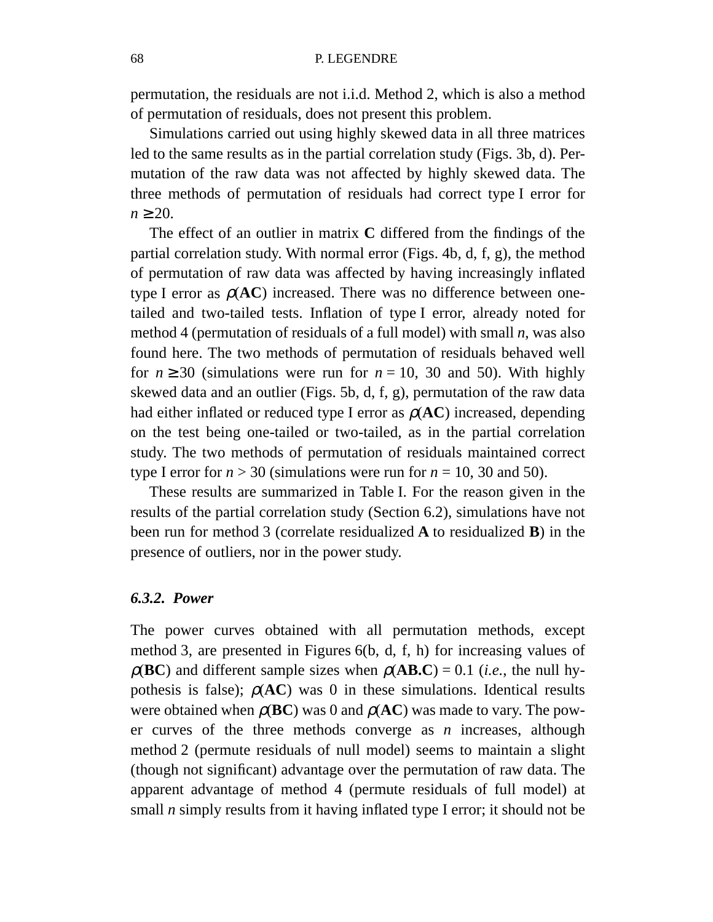permutation, the residuals are not i.i.d. Method 2, which is also a method of permutation of residuals, does not present this problem.

Simulations carried out using highly skewed data in all three matrices led to the same results as in the partial correlation study (Figs. 3b, d). Permutation of the raw data was not affected by highly skewed data. The three methods of permutation of residuals had correct type I error for $n \geq 20$.

The effect of an outlier in matrix **C** differed from the findings of the partial correlation study. With normal error (Figs. 4b, d, f, g), the method of permutation of raw data was affected by having increasingly inflated type I error as $\rho$(**AC**) increased. There was no difference between one-tailed and two-tailed tests. Inflation of type I error, already noted for method 4 (permutation of residuals of a full model) with small $n$, was also found here. The two methods of permutation of residuals behaved well for $n \geq 30$ (simulations were run for $n = 10$, 30 and 50). With highly skewed data and an outlier (Figs. 5b, d, f, g), permutation of the raw data had either inflated or reduced type I error as $\rho$(**AC**) increased, depending on the test being one-tailed or two-tailed, as in the partial correlation study. The two methods of permutation of residuals maintained correct type I error for $n > 30$ (simulations were run for $n = 10$, 30 and 50).

These results are summarized in Table I. For the reason given in the results of the partial correlation study (Section 6.2), simulations have not been run for method 3 (correlate residualized **A** to residualized **B**) in the presence of outliers, nor in the power study.

#### *6.3.2. Power*

The power curves obtained with all permutation methods, except method 3, are presented in Figures 6(b, d, f, h) for increasing values of $\rho$(**BC**) and different sample sizes when $\rho$(**AB.C**) = 0.1 (*i.e.*, the null hypothesis is false); $\rho$(**AC**) was 0 in these simulations. Identical results were obtained when $\rho$(**BC**) was 0 and $\rho$(**AC**) was made to vary. The power curves of the three methods converge as $n$ increases, although method 2 (permute residuals of null model) seems to maintain a slight (though not significant) advantage over the permutation of raw data. The apparent advantage of method 4 (permute residuals of full model) at small $n$ simply results from it having inflated type I error; it should not be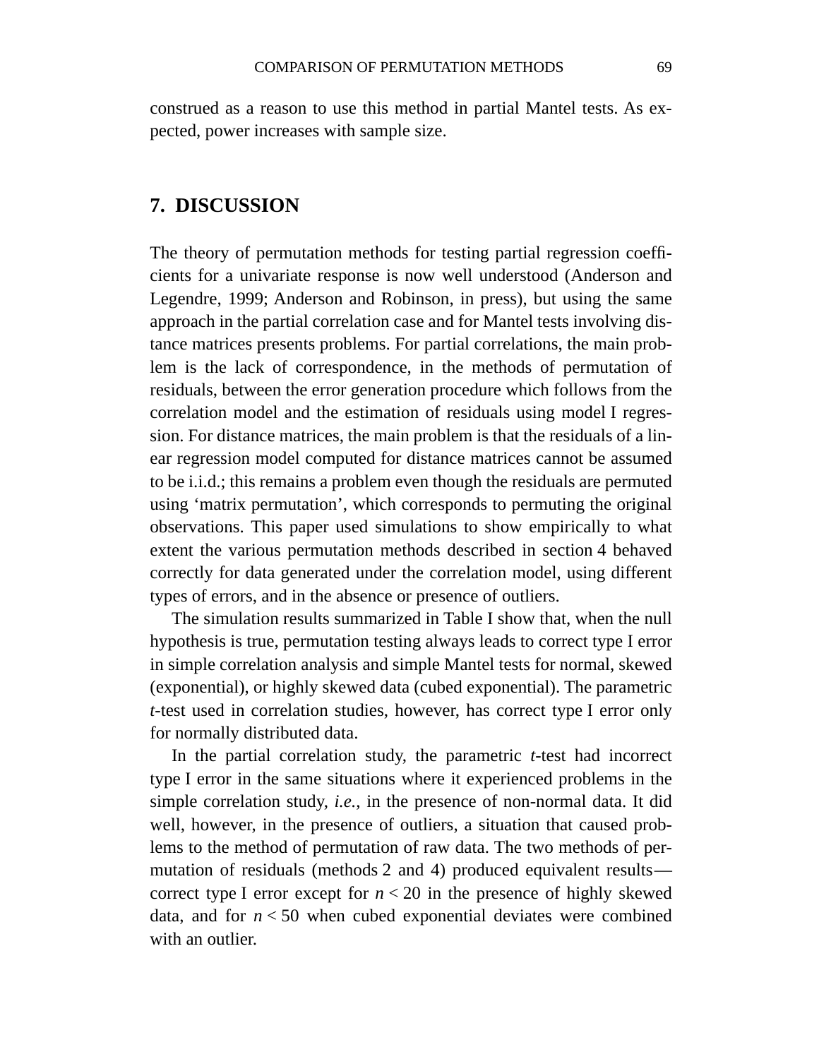construed as a reason to use this method in partial Mantel tests. As expected, power increases with sample size.

## 7. DISCUSSION

The theory of permutation methods for testing partial regression coefficients for a univariate response is now well understood (Anderson and Legendre, 1999; Anderson and Robinson, in press), but using the same approach in the partial correlation case and for Mantel tests involving distance matrices presents problems. For partial correlations, the main problem is the lack of correspondence, in the methods of permutation of residuals, between the error generation procedure which follows from the correlation model and the estimation of residuals using model I regression. For distance matrices, the main problem is that the residuals of a linear regression model computed for distance matrices cannot be assumed to be i.i.d.; this remains a problem even though the residuals are permuted using 'matrix permutation', which corresponds to permuting the original observations. This paper used simulations to show empirically to what extent the various permutation methods described in section 4 behaved correctly for data generated under the correlation model, using different types of errors, and in the absence or presence of outliers.

The simulation results summarized in Table I show that, when the null hypothesis is true, permutation testing always leads to correct type I error in simple correlation analysis and simple Mantel tests for normal, skewed (exponential), or highly skewed data (cubed exponential). The parametric *t*-test used in correlation studies, however, has correct type I error only for normally distributed data.

In the partial correlation study, the parametric *t*-test had incorrect type I error in the same situations where it experienced problems in the simple correlation study, *i.e.*, in the presence of non-normal data. It did well, however, in the presence of outliers, a situation that caused problems to the method of permutation of raw data. The two methods of permutation of residuals (methods 2 and 4) produced equivalent results—correct type I error except for $n < 20$ in the presence of highly skewed data, and for $n < 50$ when cubed exponential deviates were combined with an outlier.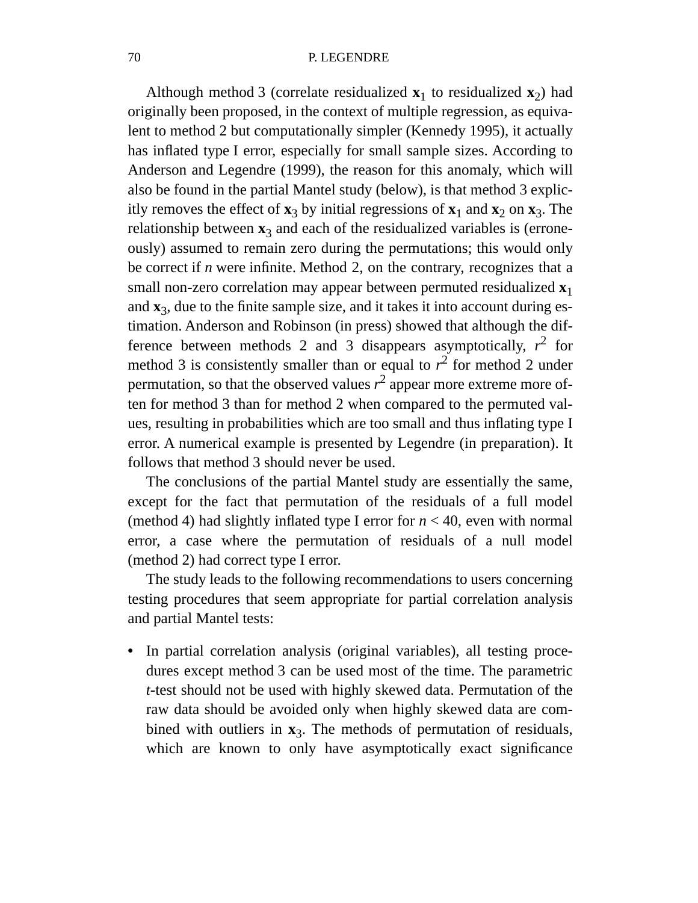Although method 3 (correlate residualized $\mathbf{x}_1$ to residualized $\mathbf{x}_2$) had originally been proposed, in the context of multiple regression, as equivalent to method 2 but computationally simpler (Kennedy 1995), it actually has inflated type I error, especially for small sample sizes. According to Anderson and Legendre (1999), the reason for this anomaly, which will also be found in the partial Mantel study (below), is that method 3 explicitly removes the effect of $\mathbf{x}_3$ by initial regressions of $\mathbf{x}_1$ and $\mathbf{x}_2$ on $\mathbf{x}_3$. The relationship between $\mathbf{x}_3$ and each of the residualized variables is (erroneously) assumed to remain zero during the permutations; this would only be correct if $n$ were infinite. Method 2, on the contrary, recognizes that a small non-zero correlation may appear between permuted residualized $\mathbf{x}_1$ and $\mathbf{x}_3$, due to the finite sample size, and it takes it into account during estimation. Anderson and Robinson (in press) showed that although the difference between methods 2 and 3 disappears asymptotically, $r^2$ for method 3 is consistently smaller than or equal to $r^2$ for method 2 under permutation, so that the observed values $r^2$ appear more extreme more often for method 3 than for method 2 when compared to the permuted values, resulting in probabilities which are too small and thus inflating type I error. A numerical example is presented by Legendre (in preparation). It follows that method 3 should never be used.

The conclusions of the partial Mantel study are essentially the same, except for the fact that permutation of the residuals of a full model (method 4) had slightly inflated type I error for $n < 40$, even with normal error, a case where the permutation of residuals of a null model (method 2) had correct type I error.

The study leads to the following recommendations to users concerning testing procedures that seem appropriate for partial correlation analysis and partial Mantel tests:

- In partial correlation analysis (original variables), all testing procedures except method 3 can be used most of the time. The parametric $t$-test should not be used with highly skewed data. Permutation of the raw data should be avoided only when highly skewed data are combined with outliers in $\mathbf{x}_3$. The methods of permutation of residuals, which are known to only have asymptotically exact significance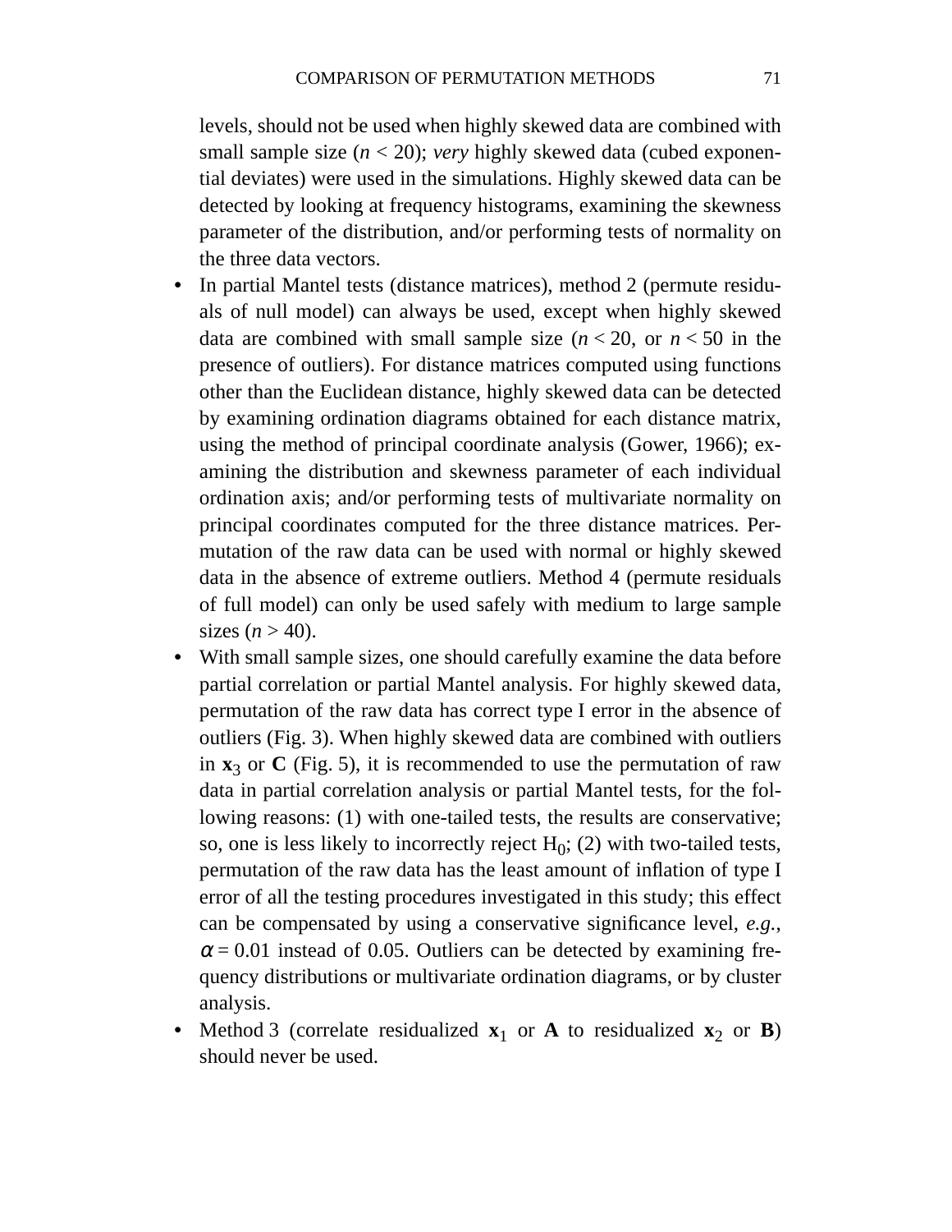levels, should not be used when highly skewed data are combined with small sample size ($n < 20$); *very* highly skewed data (cubed exponential deviates) were used in the simulations. Highly skewed data can be detected by looking at frequency histograms, examining the skewness parameter of the distribution, and/or performing tests of normality on the three data vectors.

- In partial Mantel tests (distance matrices), method 2 (permute residuals of null model) can always be used, except when highly skewed data are combined with small sample size ($n < 20$, or $n < 50$ in the presence of outliers). For distance matrices computed using functions other than the Euclidean distance, highly skewed data can be detected by examining ordination diagrams obtained for each distance matrix, using the method of principal coordinate analysis (Gower, 1966); examining the distribution and skewness parameter of each individual ordination axis; and/or performing tests of multivariate normality on principal coordinates computed for the three distance matrices. Permutation of the raw data can be used with normal or highly skewed data in the absence of extreme outliers. Method 4 (permute residuals of full model) can only be used safely with medium to large sample sizes ($n > 40$).
- With small sample sizes, one should carefully examine the data before partial correlation or partial Mantel analysis. For highly skewed data, permutation of the raw data has correct type I error in the absence of outliers (Fig. 3). When highly skewed data are combined with outliers in $\mathbf{x}_3$ or $\mathbf{C}$ (Fig. 5), it is recommended to use the permutation of raw data in partial correlation analysis or partial Mantel tests, for the following reasons: (1) with one-tailed tests, the results are conservative; so, one is less likely to incorrectly reject $H_0$; (2) with two-tailed tests, permutation of the raw data has the least amount of inflation of type I error of all the testing procedures investigated in this study; this effect can be compensated by using a conservative significance level, *e.g.*, $\alpha = 0.01$ instead of 0.05. Outliers can be detected by examining frequency distributions or multivariate ordination diagrams, or by cluster analysis.
- Method 3 (correlate residualized $\mathbf{x}_1$ or $\mathbf{A}$ to residualized $\mathbf{x}_2$ or $\mathbf{B}$) should never be used.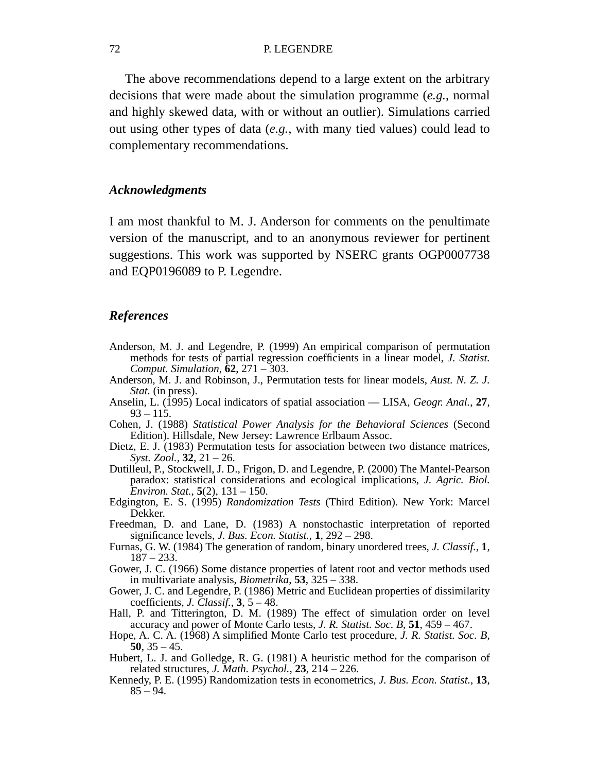The above recommendations depend to a large extent on the arbitrary decisions that were made about the simulation programme (*e.g.*, normal and highly skewed data, with or without an outlier). Simulations carried out using other types of data (*e.g.*, with many tied values) could lead to complementary recommendations.

### *Acknowledgments*

I am most thankful to M. J. Anderson for comments on the penultimate version of the manuscript, and to an anonymous reviewer for pertinent suggestions. This work was supported by NSERC grants OGP0007738 and EQP0196089 to P. Legendre.

### *References*

Anderson, M. J. and Legendre, P. (1999) An empirical comparison of permutation methods for tests of partial regression coefficients in a linear model, *J. Statist. Comput. Simulation*, **62**, 271 – 303.

Anderson, M. J. and Robinson, J., Permutation tests for linear models, *Aust. N. Z. J. Stat.* (in press).

Anselin, L. (1995) Local indicators of spatial association — LISA, *Geogr. Anal.*, **27**, 93 – 115.

Cohen, J. (1988) *Statistical Power Analysis for the Behavioral Sciences* (Second Edition). Hillsdale, New Jersey: Lawrence Erlbaum Assoc.

Dietz, E. J. (1983) Permutation tests for association between two distance matrices, *Syst. Zool.*, **32**, 21 – 26.

Dutilleul, P., Stockwell, J. D., Frigon, D. and Legendre, P. (2000) The Mantel-Pearson paradox: statistical considerations and ecological implications, *J. Agric. Biol. Environ. Stat.*, **5**(2), 131 – 150.

Edgington, E. S. (1995) *Randomization Tests* (Third Edition). New York: Marcel Dekker.

Freedman, D. and Lane, D. (1983) A nonstochastic interpretation of reported significance levels, *J. Bus. Econ. Statist.*, **1**, 292 – 298.

Furnas, G. W. (1984) The generation of random, binary unordered trees, *J. Classif.*, **1**, 187 – 233.

Gower, J. C. (1966) Some distance properties of latent root and vector methods used in multivariate analysis, *Biometrika*, **53**, 325 – 338.

Gower, J. C. and Legendre, P. (1986) Metric and Euclidean properties of dissimilarity coefficients, *J. Classif.*, **3**, 5 – 48.

Hall, P. and Titterington, D. M. (1989) The effect of simulation order on level accuracy and power of Monte Carlo tests, *J. R. Statist. Soc. B*, **51**, 459 – 467.

Hope, A. C. A. (1968) A simplified Monte Carlo test procedure, *J. R. Statist. Soc. B*, **50**, 35 – 45.

Hubert, L. J. and Golledge, R. G. (1981) A heuristic method for the comparison of related structures, *J. Math. Psychol.*, **23**, 214 – 226.

Kennedy, P. E. (1995) Randomization tests in econometrics, *J. Bus. Econ. Statist.*, **13**, 85 – 94.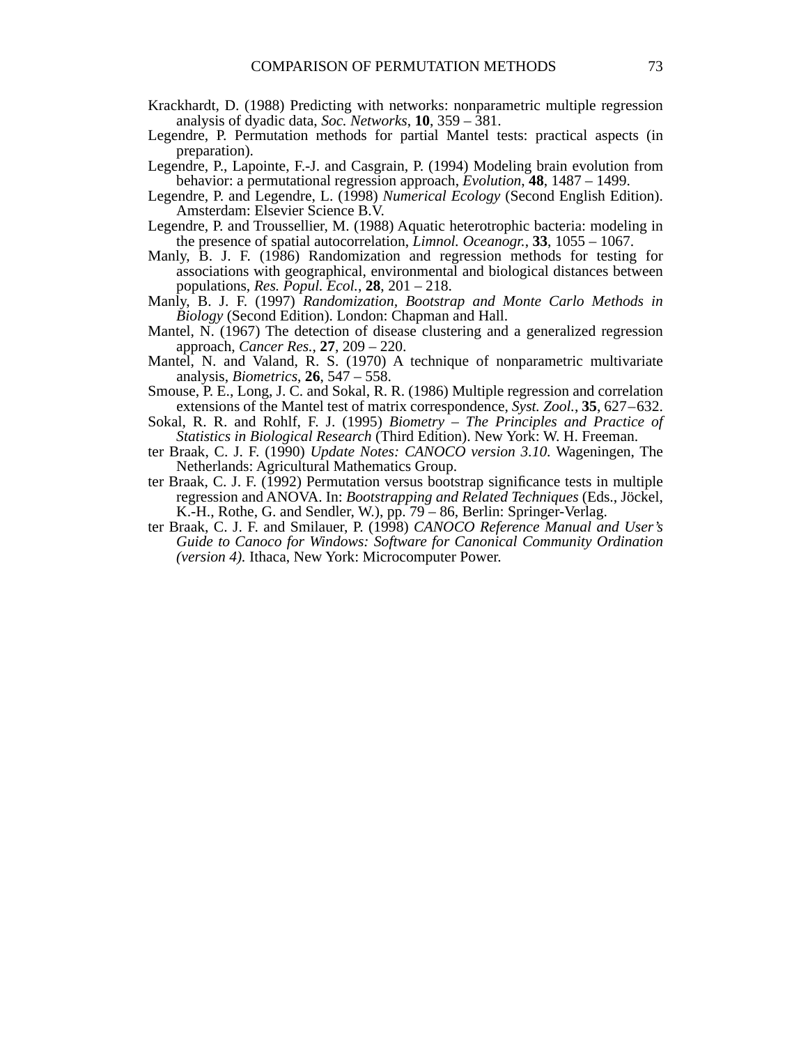Krackhardt, D. (1988) Predicting with networks: nonparametric multiple regression analysis of dyadic data, *Soc. Networks*, **10**, 359 – 381.

Legendre, P. Permutation methods for partial Mantel tests: practical aspects (in preparation).

Legendre, P., Lapointe, F.-J. and Casgrain, P. (1994) Modeling brain evolution from behavior: a permutational regression approach, *Evolution*, **48**, 1487 – 1499.

Legendre, P. and Legendre, L. (1998) *Numerical Ecology* (Second English Edition). Amsterdam: Elsevier Science B.V.

Legendre, P. and Troussellier, M. (1988) Aquatic heterotrophic bacteria: modeling in the presence of spatial autocorrelation, *Limnol. Oceanogr.*, **33**, 1055 – 1067.

Manly, B. J. F. (1986) Randomization and regression methods for testing for associations with geographical, environmental and biological distances between populations, *Res. Popul. Ecol.*, **28**, 201 – 218.

Manly, B. J. F. (1997) *Randomization, Bootstrap and Monte Carlo Methods in Biology* (Second Edition). London: Chapman and Hall.

Mantel, N. (1967) The detection of disease clustering and a generalized regression approach, *Cancer Res.*, **27**, 209 – 220.

Mantel, N. and Valand, R. S. (1970) A technique of nonparametric multivariate analysis, *Biometrics*, **26**, 547 – 558.

Smouse, P. E., Long, J. C. and Sokal, R. R. (1986) Multiple regression and correlation extensions of the Mantel test of matrix correspondence, *Syst. Zool.*, **35**, 627 – 632.

Sokal, R. R. and Rohlf, F. J. (1995) *Biometry – The Principles and Practice of Statistics in Biological Research* (Third Edition). New York: W. H. Freeman.

ter Braak, C. J. F. (1990) *Update Notes: CANOCO version 3.10.* Wageningen, The Netherlands: Agricultural Mathematics Group.

ter Braak, C. J. F. (1992) Permutation versus bootstrap significance tests in multiple regression and ANOVA. In: *Bootstrapping and Related Techniques* (Eds., Jöckel, K.-H., Rothe, G. and Sendler, W.), pp. 79 – 86, Berlin: Springer-Verlag.

ter Braak, C. J. F. and Smilauer, P. (1998) *CANOCO Reference Manual and User's Guide to Canoco for Windows: Software for Canonical Community Ordination (version 4).* Ithaca, New York: Microcomputer Power.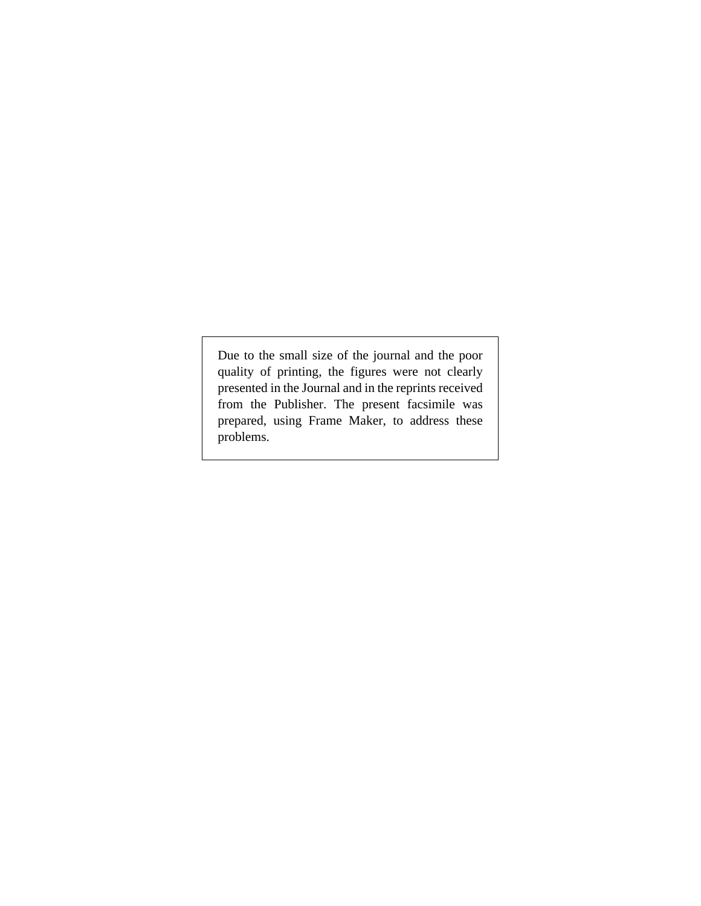Due to the small size of the journal and the poor quality of printing, the figures were not clearly presented in the Journal and in the reprints received from the Publisher. The present facsimile was prepared, using Frame Maker, to address these problems.